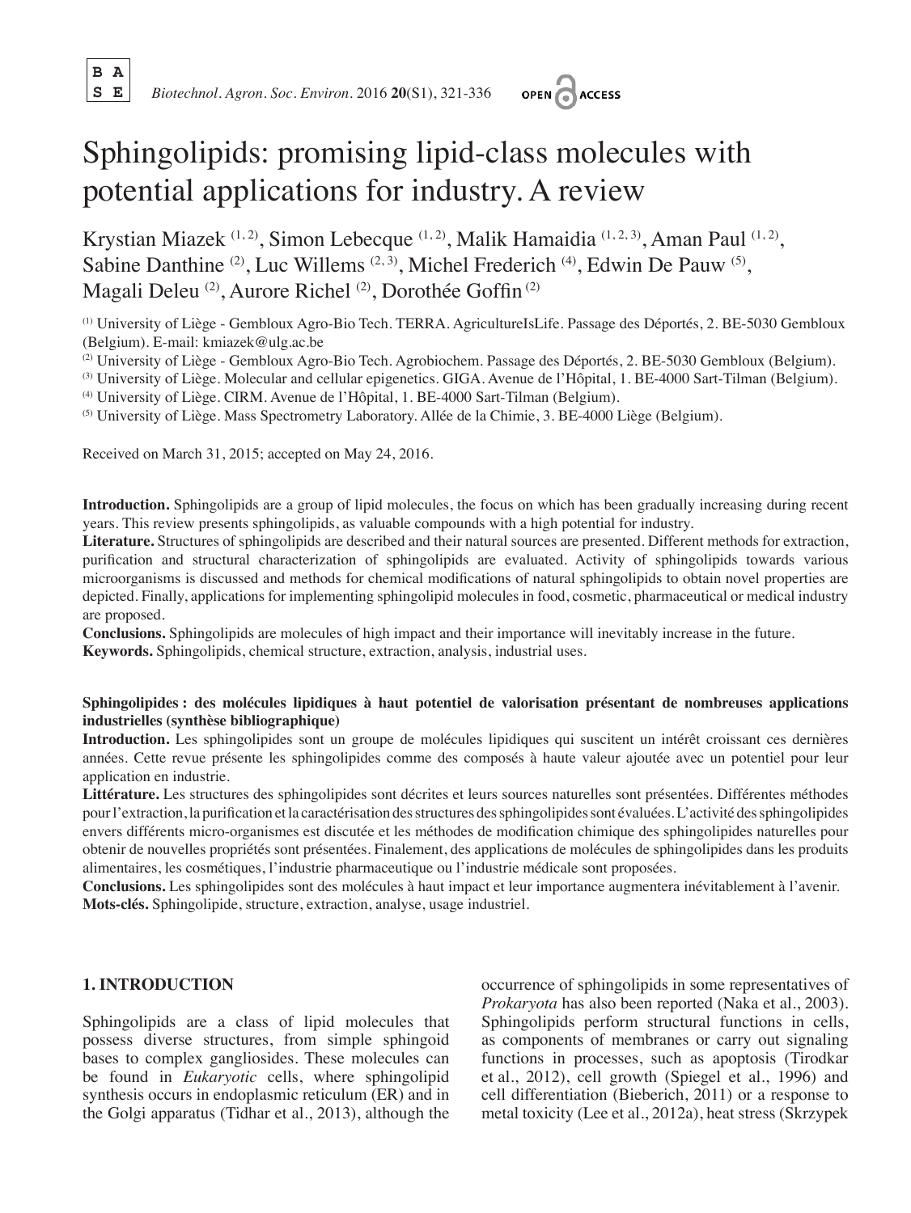# Sphingolipids: promising lipid-class molecules with potential applications for industry. A review

Krystian Miazek [1,2], Simon Lebecque [1,2], Malik Hamaidia [1,2,3], Aman Paul [1,2], Sabine Danthine [2], Luc Willems [2,3], Michel Frederich [4], Edwin De Pauw [5], Magali Deleu [2], Aurore Richel [2], Dorothée Goffin [2]

[1] University of Liège - Gembloux Agro-Bio Tech. TERRA. AgricultureIsLife. Passage des Déportés, 2. BE-5030 Gembloux (Belgium). E-mail: kmiazek@ulg.ac.be

[2] University of Liège - Gembloux Agro-Bio Tech. Agrobiochem. Passage des Déportés, 2. BE-5030 Gembloux (Belgium).

[3] University of Liège. Molecular and cellular epigenetics. GIGA. Avenue de l'Hôpital, 1. BE-4000 Sart-Tilman (Belgium).

[4] University of Liège. CIRM. Avenue de l'Hôpital, 1. BE-4000 Sart-Tilman (Belgium).

[5] University of Liège. Mass Spectrometry Laboratory. Allée de la Chimie, 3. BE-4000 Liège (Belgium).

Received on March 31, 2015; accepted on May 24, 2016.

**Introduction.** Sphingolipids are a group of lipid molecules, the focus on which has been gradually increasing during recent years. This review presents sphingolipids, as valuable compounds with a high potential for industry.
**Literature.** Structures of sphingolipids are described and their natural sources are presented. Different methods for extraction, purification and structural characterization of sphingolipids are evaluated. Activity of sphingolipids towards various microorganisms is discussed and methods for chemical modifications of natural sphingolipids to obtain novel properties are depicted. Finally, applications for implementing sphingolipid molecules in food, cosmetic, pharmaceutical or medical industry are proposed.
**Conclusions.** Sphingolipids are molecules of high impact and their importance will inevitably increase in the future.
**Keywords.** Sphingolipids, chemical structure, extraction, analysis, industrial uses.

**Sphingolipides : des molécules lipidiques à haut potentiel de valorisation présentant de nombreuses applications industrielles (synthèse bibliographique)**
**Introduction.** Les sphingolipides sont un groupe de molécules lipidiques qui suscitent un intérêt croissant ces dernières années. Cette revue présente les sphingolipides comme des composés à haute valeur ajoutée avec un potentiel pour leur application en industrie.
**Littérature.** Les structures des sphingolipides sont décrites et leurs sources naturelles sont présentées. Différentes méthodes pour l'extraction, la purification et la caractérisation des structures des sphingolipides sont évaluées. L'activité des sphingolipides envers différents micro-organismes est discutée et les méthodes de modification chimique des sphingolipides naturelles pour obtenir de nouvelles propriétés sont présentées. Finalement, des applications de molécules de sphingolipides dans les produits alimentaires, les cosmétiques, l'industrie pharmaceutique ou l'industrie médicale sont proposées.
**Conclusions.** Les sphingolipides sont des molécules à haut impact et leur importance augmentera inévitablement à l'avenir.
**Mots-clés.** Sphingolipide, structure, extraction, analyse, usage industriel.

## 1. INTRODUCTION

Sphingolipids are a class of lipid molecules that possess diverse structures, from simple sphingoid bases to complex gangliosides. These molecules can be found in *Eukaryotic* cells, where sphingolipid synthesis occurs in endoplasmic reticulum (ER) and in the Golgi apparatus (Tidhar et al., 2013), although the occurrence of sphingolipids in some representatives of *Prokaryota* has also been reported (Naka et al., 2003). Sphingolipids perform structural functions in cells, as components of membranes or carry out signaling functions in processes, such as apoptosis (Tirodkar et al., 2012), cell growth (Spiegel et al., 1996) and cell differentiation (Bieberich, 2011) or a response to metal toxicity (Lee et al., 2012a), heat stress (Skrzypek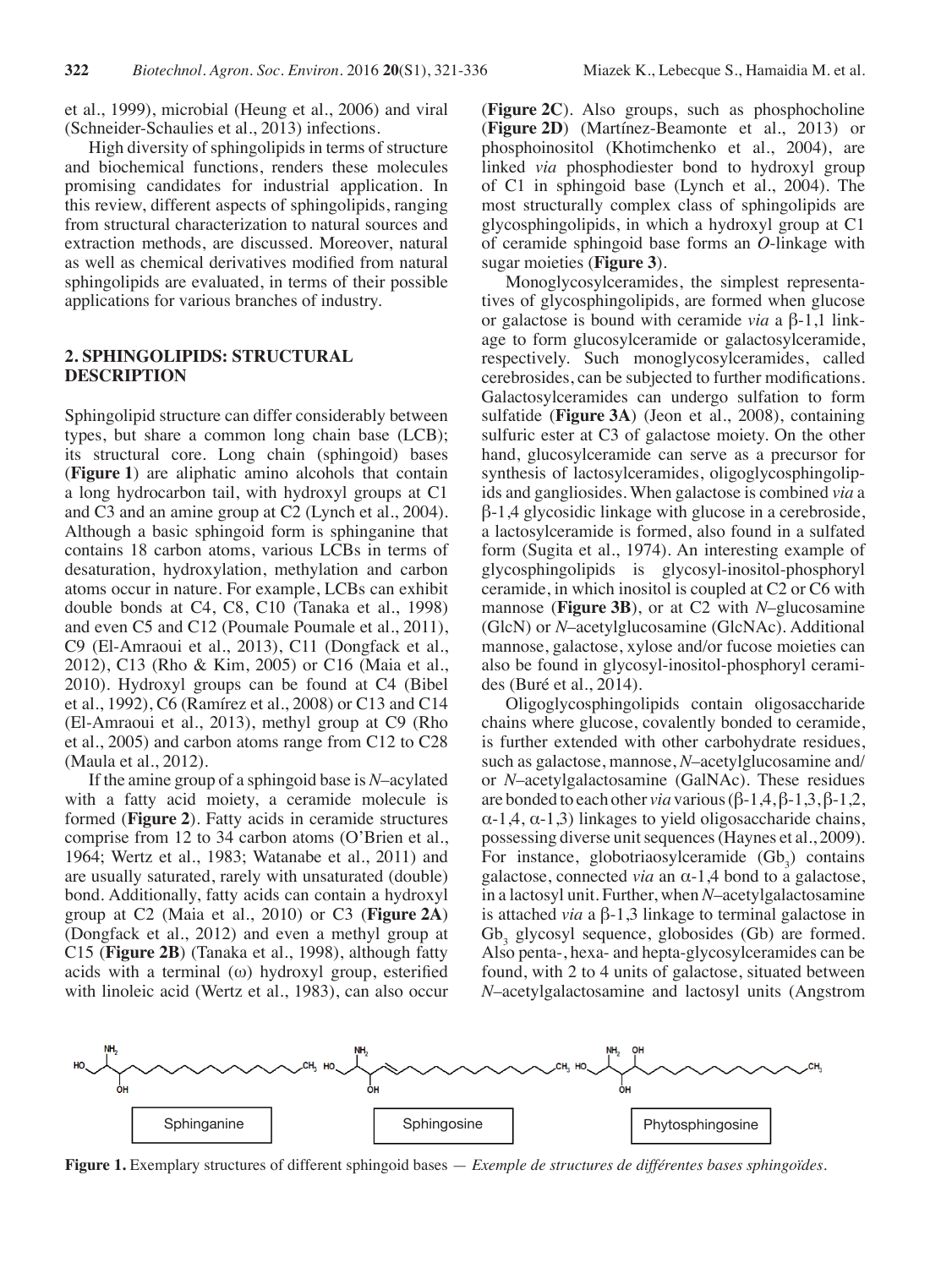et al., 1999), microbial (Heung et al., 2006) and viral (Schneider-Schaulies et al., 2013) infections.

High diversity of sphingolipids in terms of structure and biochemical functions, renders these molecules promising candidates for industrial application. In this review, different aspects of sphingolipids, ranging from structural characterization to natural sources and extraction methods, are discussed. Moreover, natural as well as chemical derivatives modified from natural sphingolipids are evaluated, in terms of their possible applications for various branches of industry.

## 2. SPHINGOLIPIDS: STRUCTURAL DESCRIPTION

Sphingolipid structure can differ considerably between types, but share a common long chain base (LCB); its structural core. Long chain (sphingoid) bases (**Figure 1**) are aliphatic amino alcohols that contain a long hydrocarbon tail, with hydroxyl groups at C1 and C3 and an amine group at C2 (Lynch et al., 2004). Although a basic sphingoid form is sphinganine that contains 18 carbon atoms, various LCBs in terms of desaturation, hydroxylation, methylation and carbon atoms occur in nature. For example, LCBs can exhibit double bonds at C4, C8, C10 (Tanaka et al., 1998) and even C5 and C12 (Poumale Poumale et al., 2011), C9 (El-Amraoui et al., 2013), C11 (Dongfack et al., 2012), C13 (Rho & Kim, 2005) or C16 (Maia et al., 2010). Hydroxyl groups can be found at C4 (Bibel et al., 1992), C6 (Ramírez et al., 2008) or C13 and C14 (El-Amraoui et al., 2013), methyl group at C9 (Rho et al., 2005) and carbon atoms range from C12 to C28 (Maula et al., 2012).

If the amine group of a sphingoid base is *N*–acylated with a fatty acid moiety, a ceramide molecule is formed (**Figure 2**). Fatty acids in ceramide structures comprise from 12 to 34 carbon atoms (O'Brien et al., 1964; Wertz et al., 1983; Watanabe et al., 2011) and are usually saturated, rarely with unsaturated (double) bond. Additionally, fatty acids can contain a hydroxyl group at C2 (Maia et al., 2010) or C3 (**Figure 2A**) (Dongfack et al., 2012) and even a methyl group at C15 (**Figure 2B**) (Tanaka et al., 1998), although fatty acids with a terminal (ω) hydroxyl group, esterified with linoleic acid (Wertz et al., 1983), can also occur (**Figure 2C**). Also groups, such as phosphocholine (**Figure 2D**) (Martínez-Beamonte et al., 2013) or phosphoinositol (Khotimchenko et al., 2004), are linked *via* phosphodiester bond to hydroxyl group of C1 in sphingoid base (Lynch et al., 2004). The most structurally complex class of sphingolipids are glycosphingolipids, in which a hydroxyl group at C1 of ceramide sphingoid base forms an *O*-linkage with sugar moieties (**Figure 3**).

Monoglycosylceramides, the simplest representatives of glycosphingolipids, are formed when glucose or galactose is bound with ceramide *via* a β-1,1 linkage to form glucosylceramide or galactosylceramide, respectively. Such monoglycosylceramides, called cerebrosides, can be subjected to further modifications. Galactosylceramides can undergo sulfation to form sulfatide (**Figure 3A**) (Jeon et al., 2008), containing sulfuric ester at C3 of galactose moiety. On the other hand, glucosylceramide can serve as a precursor for synthesis of lactosylceramides, oligoglycosphingolipids and gangliosides. When galactose is combined *via* a β-1,4 glycosidic linkage with glucose in a cerebroside, a lactosylceramide is formed, also found in a sulfated form (Sugita et al., 1974). An interesting example of glycosphingolipids is glycosyl-inositol-phosphoryl ceramide, in which inositol is coupled at C2 or C6 with mannose (**Figure 3B**), or at C2 with *N*–glucosamine (GlcN) or *N*–acetylglucosamine (GlcNAc). Additional mannose, galactose, xylose and/or fucose moieties can also be found in glycosyl-inositol-phosphoryl ceramides (Buré et al., 2014).

Oligoglycosphingolipids contain oligosaccharide chains where glucose, covalently bonded to ceramide, is further extended with other carbohydrate residues, such as galactose, mannose, *N*–acetylglucosamine and/or *N*–acetylgalactosamine (GalNAc). These residues are bonded to each other *via* various (β-1,4, β-1,3, β-1,2, α-1,4, α-1,3) linkages to yield oligosaccharide chains, possessing diverse unit sequences (Haynes et al., 2009). For instance, globotriaosylceramide ($Gb_3$) contains galactose, connected *via* an α-1,4 bond to a galactose, in a lactosyl unit. Further, when *N*–acetylgalactosamine is attached *via* a β-1,3 linkage to terminal galactose in $Gb_3$ glycosyl sequence, globosides (Gb) are formed. Also penta-, hexa- and hepta-glycosylceramides can be found, with 2 to 4 units of galactose, situated between *N*–acetylgalactosamine and lactosyl units (Angstrom

Sphinganine | Sphingosine | Phytosphingosine

**Figure 1.** Exemplary structures of different sphingoid bases — *Exemple de structures de différentes bases sphingoïdes.*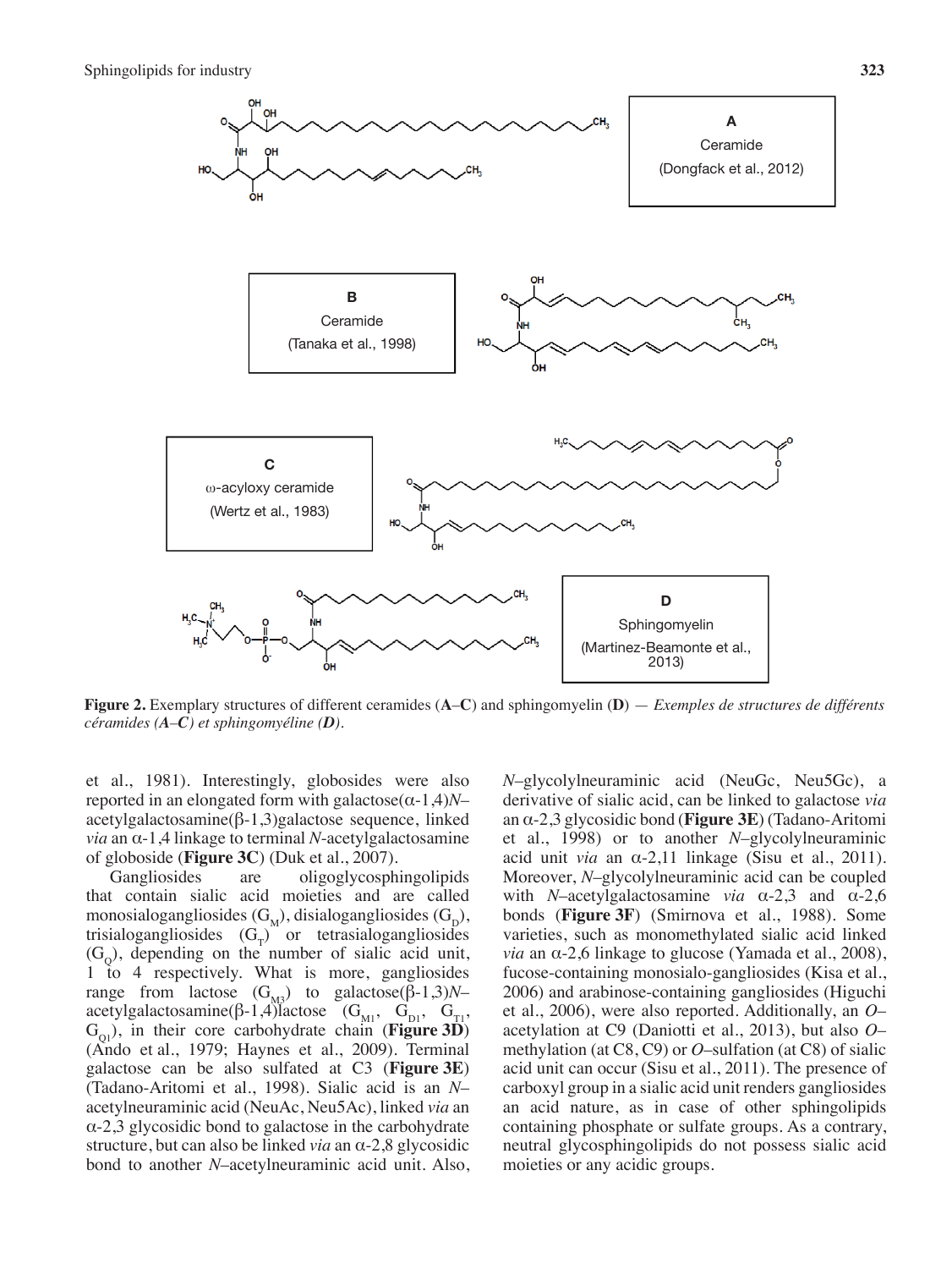**Figure 2.** Exemplary structures of different ceramides (**A**–**C**) and sphingomyelin (**D**) — *Exemples de structures de différents céramides (**A**–**C**) et sphingomyéline (**D**).*

et al., 1981). Interestingly, globosides were also reported in an elongated form with galactose(α-1,4)*N*–acetylgalactosamine(β-1,3)galactose sequence, linked *via* an α-1,4 linkage to terminal *N*-acetylgalactosamine of globoside (**Figure 3C**) (Duk et al., 2007).

Gangliosides are oligoglycosphingolipids that contain sialic acid moieties and are called monosialogangliosides ($G_M$), disialogangliosides ($G_D$), trisialogangliosides ($G_T$) or tetrasialogangliosides ($G_Q$), depending on the number of sialic acid unit, 1 to 4 respectively. What is more, gangliosides range from lactose ($G_{M3}$) to galactose(β-1,3)*N*–acetylgalactosamine(β-1,4)lactose ($G_{M1}$, $G_{D1}$, $G_{T1}$, $G_{Q1}$), in their core carbohydrate chain (**Figure 3D**) (Ando et al., 1979; Haynes et al., 2009). Terminal galactose can be also sulfated at C3 (**Figure 3E**) (Tadano-Aritomi et al., 1998). Sialic acid is an *N*–acetylneuraminic acid (NeuAc, Neu5Ac), linked *via* an α-2,3 glycosidic bond to galactose in the carbohydrate structure, but can also be linked *via* an α-2,8 glycosidic bond to another *N*–acetylneuraminic acid unit. Also, *N*–glycolylneuraminic acid (NeuGc, Neu5Gc), a derivative of sialic acid, can be linked to galactose *via* an α-2,3 glycosidic bond (**Figure 3E**) (Tadano-Aritomi et al., 1998) or to another *N*–glycolylneuraminic acid unit *via* an α-2,11 linkage (Sisu et al., 2011). Moreover, *N*–glycolylneuraminic acid can be coupled with *N*–acetylgalactosamine *via* α-2,3 and α-2,6 bonds (**Figure 3F**) (Smirnova et al., 1988). Some varieties, such as monomethylated sialic acid linked *via* an α-2,6 linkage to glucose (Yamada et al., 2008), fucose-containing monosialo-gangliosides (Kisa et al., 2006) and arabinose-containing gangliosides (Higuchi et al., 2006), were also reported. Additionally, an *O*–acetylation at C9 (Daniotti et al., 2013), but also *O*–methylation (at C8, C9) or *O*–sulfation (at C8) of sialic acid unit can occur (Sisu et al., 2011). The presence of carboxyl group in a sialic acid unit renders gangliosides an acid nature, as in case of other sphingolipids containing phosphate or sulfate groups. As a contrary, neutral glycosphingolipids do not possess sialic acid moieties or any acidic groups.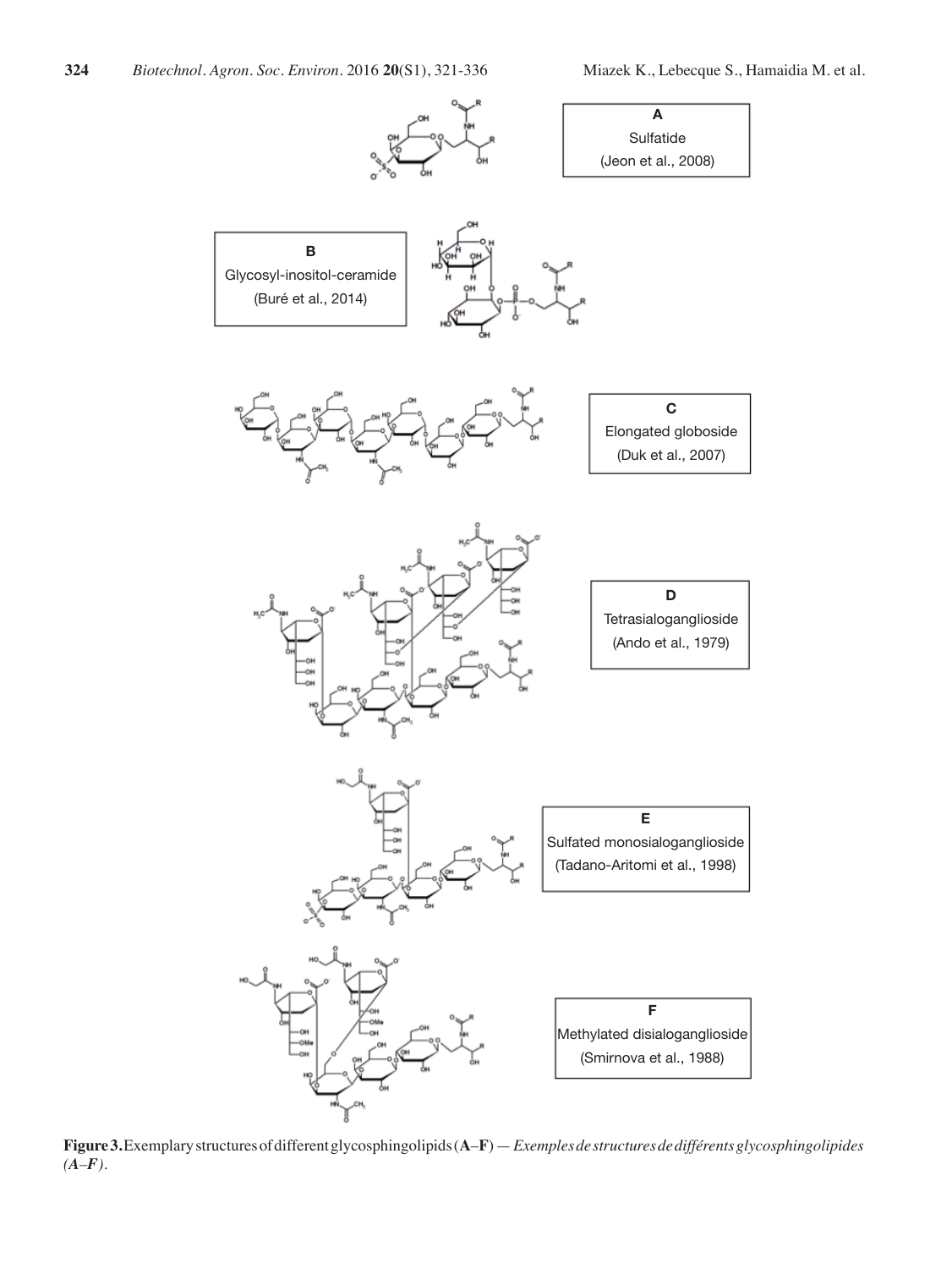**A**
Sulfatide
(Jeon et al., 2008)

**B**
Glycosyl-inositol-ceramide
(Buré et al., 2014)

**C**
Elongated globoside
(Duk et al., 2007)

**D**
Tetrasialoganglioside
(Ando et al., 1979)

**E**
Sulfated monosialoganglioside
(Tadano-Aritomi et al., 1998)

**F**
Methylated disialoganglioside
(Smirnova et al., 1988)

**Figure 3.** Exemplary structures of different glycosphingolipids (**A–F**) — *Exemples de structures de différents glycosphingolipides (A–F).*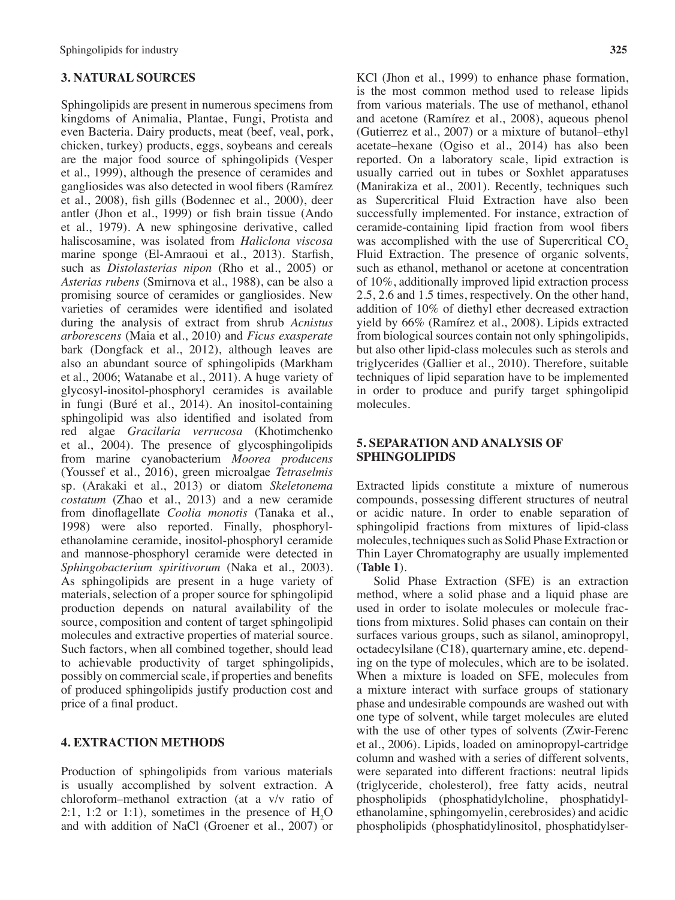## 3. NATURAL SOURCES

Sphingolipids are present in numerous specimens from kingdoms of Animalia, Plantae, Fungi, Protista and even Bacteria. Dairy products, meat (beef, veal, pork, chicken, turkey) products, eggs, soybeans and cereals are the major food source of sphingolipids (Vesper et al., 1999), although the presence of ceramides and gangliosides was also detected in wool fibers (Ramírez et al., 2008), fish gills (Bodennec et al., 2000), deer antler (Jhon et al., 1999) or fish brain tissue (Ando et al., 1979). A new sphingosine derivative, called haliscosamine, was isolated from *Haliclona viscosa* marine sponge (El-Amraoui et al., 2013). Starfish, such as *Distolasterias nipon* (Rho et al., 2005) or *Asterias rubens* (Smirnova et al., 1988), can be also a promising source of ceramides or gangliosides. New varieties of ceramides were identified and isolated during the analysis of extract from shrub *Acnistus arborescens* (Maia et al., 2010) and *Ficus exasperate* bark (Dongfack et al., 2012), although leaves are also an abundant source of sphingolipids (Markham et al., 2006; Watanabe et al., 2011). A huge variety of glycosyl-inositol-phosphoryl ceramides is available in fungi (Buré et al., 2014). An inositol-containing sphingolipid was also identified and isolated from red algae *Gracilaria verrucosa* (Khotimchenko et al., 2004). The presence of glycosphingolipids from marine cyanobacterium *Moorea producens* (Youssef et al., 2016), green microalgae *Tetraselmis* sp. (Arakaki et al., 2013) or diatom *Skeletonema costatum* (Zhao et al., 2013) and a new ceramide from dinoflagellate *Coolia monotis* (Tanaka et al., 1998) were also reported. Finally, phosphoryl-ethanolamine ceramide, inositol-phosphoryl ceramide and mannose-phosphoryl ceramide were detected in *Sphingobacterium spiritivorum* (Naka et al., 2003). As sphingolipids are present in a huge variety of materials, selection of a proper source for sphingolipid production depends on natural availability of the source, composition and content of target sphingolipid molecules and extractive properties of material source. Such factors, when all combined together, should lead to achievable productivity of target sphingolipids, possibly on commercial scale, if properties and benefits of produced sphingolipids justify production cost and price of a final product.

## 4. EXTRACTION METHODS

Production of sphingolipids from various materials is usually accomplished by solvent extraction. A chloroform–methanol extraction (at a v/v ratio of 2:1, 1:2 or 1:1), sometimes in the presence of $H_2O$ and with addition of NaCl (Groener et al., 2007) or KCl (Jhon et al., 1999) to enhance phase formation, is the most common method used to release lipids from various materials. The use of methanol, ethanol and acetone (Ramírez et al., 2008), aqueous phenol (Gutierrez et al., 2007) or a mixture of butanol–ethyl acetate–hexane (Ogiso et al., 2014) has also been reported. On a laboratory scale, lipid extraction is usually carried out in tubes or Soxhlet apparatuses (Manirakiza et al., 2001). Recently, techniques such as Supercritical Fluid Extraction have also been successfully implemented. For instance, extraction of ceramide-containing lipid fraction from wool fibers was accomplished with the use of Supercritical $CO_2$ Fluid Extraction. The presence of organic solvents, such as ethanol, methanol or acetone at concentration of 10%, additionally improved lipid extraction process 2.5, 2.6 and 1.5 times, respectively. On the other hand, addition of 10% of diethyl ether decreased extraction yield by 66% (Ramírez et al., 2008). Lipids extracted from biological sources contain not only sphingolipids, but also other lipid-class molecules such as sterols and triglycerides (Gallier et al., 2010). Therefore, suitable techniques of lipid separation have to be implemented in order to produce and purify target sphingolipid molecules.

## 5. SEPARATION AND ANALYSIS OF SPHINGOLIPIDS

Extracted lipids constitute a mixture of numerous compounds, possessing different structures of neutral or acidic nature. In order to enable separation of sphingolipid fractions from mixtures of lipid-class molecules, techniques such as Solid Phase Extraction or Thin Layer Chromatography are usually implemented (**Table 1**).

Solid Phase Extraction (SFE) is an extraction method, where a solid phase and a liquid phase are used in order to isolate molecules or molecule fractions from mixtures. Solid phases can contain on their surfaces various groups, such as silanol, aminopropyl, octadecylsilane (C18), quarternary amine, etc. depending on the type of molecules, which are to be isolated. When a mixture is loaded on SFE, molecules from a mixture interact with surface groups of stationary phase and undesirable compounds are washed out with one type of solvent, while target molecules are eluted with the use of other types of solvents (Zwir-Ferenc et al., 2006). Lipids, loaded on aminopropyl-cartridge column and washed with a series of different solvents, were separated into different fractions: neutral lipids (triglyceride, cholesterol), free fatty acids, neutral phospholipids (phosphatidylcholine, phosphatidyl-ethanolamine, sphingomyelin, cerebrosides) and acidic phospholipids (phosphatidylinositol, phosphatidylser-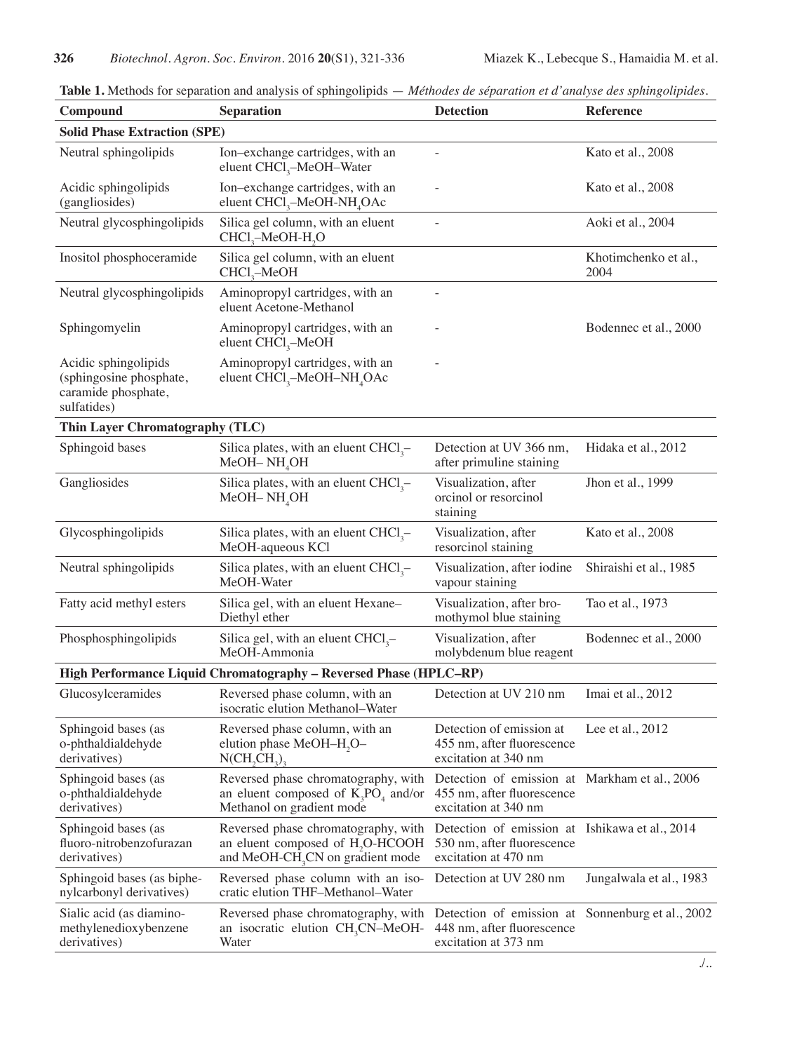**Table 1.** Methods for separation and analysis of sphingolipids — *Méthodes de séparation et d'analyse des sphingolipides*.

| Compound | Separation | Detection | Reference |
|---|---|---|---|
| **Solid Phase Extraction (SPE)** | | | |
| Neutral sphingolipids | Ion–exchange cartridges, with an eluent $CHCl_3$–MeOH–Water | - | Kato et al., 2008 |
| Acidic sphingolipids (gangliosides) | Ion–exchange cartridges, with an eluent $CHCl_3$–MeOH-$NH_4OAc$ | - | Kato et al., 2008 |
| Neutral glycosphingolipids | Silica gel column, with an eluent $CHCl_3$–MeOH-$H_2O$ | - | Aoki et al., 2004 |
| Inositol phosphoceramide | Silica gel column, with an eluent $CHCl_3$–MeOH | | Khotimchenko et al., 2004 |
| Neutral glycosphingolipids | Aminopropyl cartridges, with an eluent Acetone-Methanol | - | |
| Sphingomyelin | Aminopropyl cartridges, with an eluent $CHCl_3$–MeOH | - | Bodennec et al., 2000 |
| Acidic sphingolipids (sphingosine phosphate, caramide phosphate, sulfatides) | Aminopropyl cartridges, with an eluent $CHCl_3$–MeOH–$NH_4OAc$ | - | |
| **Thin Layer Chromatography (TLC)** | | | |
| Sphingoid bases | Silica plates, with an eluent $CHCl_3$–MeOH– $NH_4OH$ | Detection at UV 366 nm, after primuline staining | Hidaka et al., 2012 |
| Gangliosides | Silica plates, with an eluent $CHCl_3$–MeOH– $NH_4OH$ | Visualization, after orcinol or resorcinol staining | Jhon et al., 1999 |
| Glycosphingolipids | Silica plates, with an eluent $CHCl_3$–MeOH-aqueous KCl | Visualization, after resorcinol staining | Kato et al., 2008 |
| Neutral sphingolipids | Silica plates, with an eluent $CHCl_3$–MeOH-Water | Visualization, after iodine vapour staining | Shiraishi et al., 1985 |
| Fatty acid methyl esters | Silica gel, with an eluent Hexane–Diethyl ether | Visualization, after bromothymol blue staining | Tao et al., 1973 |
| Phosphosphingolipids | Silica gel, with an eluent $CHCl_3$–MeOH-Ammonia | Visualization, after molybdenum blue reagent | Bodennec et al., 2000 |
| **High Performance Liquid Chromatography – Reversed Phase (HPLC–RP)** | | | |
| Glucosylceramides | Reversed phase column, with an isocratic elution Methanol–Water | Detection at UV 210 nm | Imai et al., 2012 |
| Sphingoid bases (as o-phthaldialdehyde derivatives) | Reversed phase column, with an elution phase MeOH–$H_2O$–$N(CH_2CH_3)_3$ | Detection of emission at 455 nm, after fluorescence excitation at 340 nm | Lee et al., 2012 |
| Sphingoid bases (as o-phthaldialdehyde derivatives) | Reversed phase chromatography, with an eluent composed of $K_3PO_4$ and/or Methanol on gradient mode | Detection of emission at 455 nm, after fluorescence excitation at 340 nm | Markham et al., 2006 |
| Sphingoid bases (as fluoro-nitrobenzofurazan derivatives) | Reversed phase chromatography, with an eluent composed of $H_2O$-HCOOH and MeOH-$CH_3CN$ on gradient mode | Detection of emission at 530 nm, after fluorescence excitation at 470 nm | Ishikawa et al., 2014 |
| Sphingoid bases (as biphenylcarbonyl derivatives) | Reversed phase column with an isocratic elution THF–Methanol–Water | Detection at UV 280 nm | Jungalwala et al., 1983 |
| Sialic acid (as diamino-methylenedioxybenzene derivatives) | Reversed phase chromatography, with an isocratic elution $CH_3CN$–MeOH-Water | Detection of emission at 448 nm, after fluorescence excitation at 373 nm | Sonnenburg et al., 2002 |

./..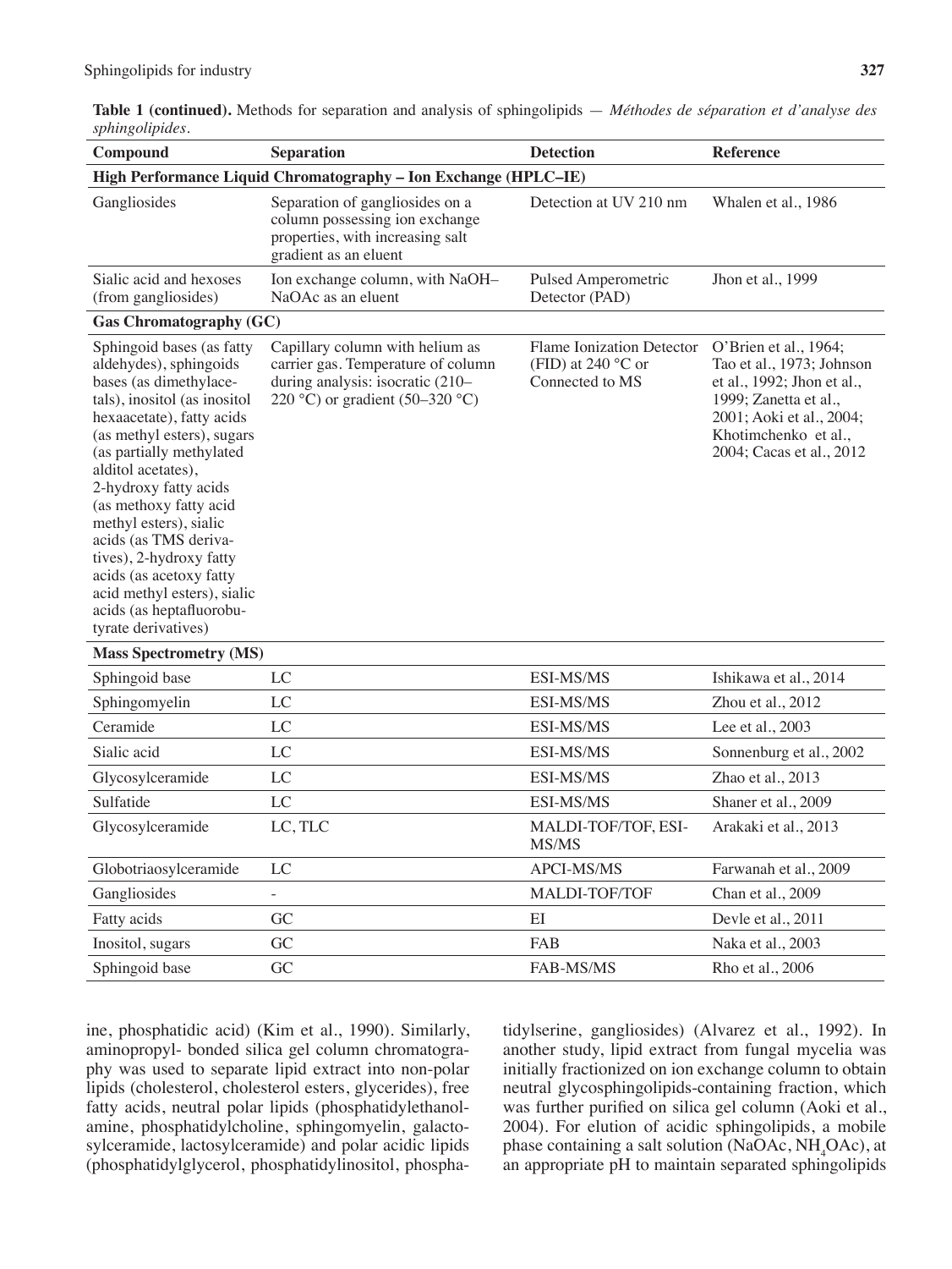**Table 1 (continued).** Methods for separation and analysis of sphingolipids — *Méthodes de séparation et d'analyse des sphingolipides*.

| Compound | Separation | Detection | Reference |
|---|---|---|---|
| **High Performance Liquid Chromatography – Ion Exchange (HPLC–IE)** | | | |
| Gangliosides | Separation of gangliosides on a column possessing ion exchange properties, with increasing salt gradient as an eluent | Detection at UV 210 nm | Whalen et al., 1986 |
| Sialic acid and hexoses (from gangliosides) | Ion exchange column, with NaOH–NaOAc as an eluent | Pulsed Amperometric Detector (PAD) | Jhon et al., 1999 |
| **Gas Chromatography (GC)** | | | |
| Sphingoid bases (as fatty aldehydes), sphingoids bases (as dimethylacetals), inositol (as inositol hexaacetate), fatty acids (as methyl esters), sugars (as partially methylated alditol acetates), 2-hydroxy fatty acids (as methoxy fatty acid methyl esters), sialic acids (as TMS derivatives), 2-hydroxy fatty acids (as acetoxy fatty acid methyl esters), sialic acids (as heptafluorobutyrate derivatives) | Capillary column with helium as carrier gas. Temperature of column during analysis: isocratic (210–220 °C) or gradient (50–320 °C) | Flame Ionization Detector (FID) at 240 °C or Connected to MS | O'Brien et al., 1964; Tao et al., 1973; Johnson et al., 1992; Jhon et al., 1999; Zanetta et al., 2001; Aoki et al., 2004; Khotimchenko et al., 2004; Cacas et al., 2012 |
| **Mass Spectrometry (MS)** | | | |
| Sphingoid base | LC | ESI-MS/MS | Ishikawa et al., 2014 |
| Sphingomyelin | LC | ESI-MS/MS | Zhou et al., 2012 |
| Ceramide | LC | ESI-MS/MS | Lee et al., 2003 |
| Sialic acid | LC | ESI-MS/MS | Sonnenburg et al., 2002 |
| Glycosylceramide | LC | ESI-MS/MS | Zhao et al., 2013 |
| Sulfatide | LC | ESI-MS/MS | Shaner et al., 2009 |
| Glycosylceramide | LC, TLC | MALDI-TOF/TOF, ESI-MS/MS | Arakaki et al., 2013 |
| Globotriaosylceramide | LC | APCI-MS/MS | Farwanah et al., 2009 |
| Gangliosides | - | MALDI-TOF/TOF | Chan et al., 2009 |
| Fatty acids | GC | EI | Devle et al., 2011 |
| Inositol, sugars | GC | FAB | Naka et al., 2003 |
| Sphingoid base | GC | FAB-MS/MS | Rho et al., 2006 |

ine, phosphatidic acid) (Kim et al., 1990). Similarly, aminopropyl- bonded silica gel column chromatography was used to separate lipid extract into non-polar lipids (cholesterol, cholesterol esters, glycerides), free fatty acids, neutral polar lipids (phosphatidylethanolamine, phosphatidylcholine, sphingomyelin, galactosylceramide, lactosylceramide) and polar acidic lipids (phosphatidylglycerol, phosphatidylinositol, phosphatidylserine, gangliosides) (Alvarez et al., 1992). In another study, lipid extract from fungal mycelia was initially fractionized on ion exchange column to obtain neutral glycosphingolipids-containing fraction, which was further purified on silica gel column (Aoki et al., 2004). For elution of acidic sphingolipids, a mobile phase containing a salt solution (NaOAc, $NH_4OAc$), at an appropriate pH to maintain separated sphingolipids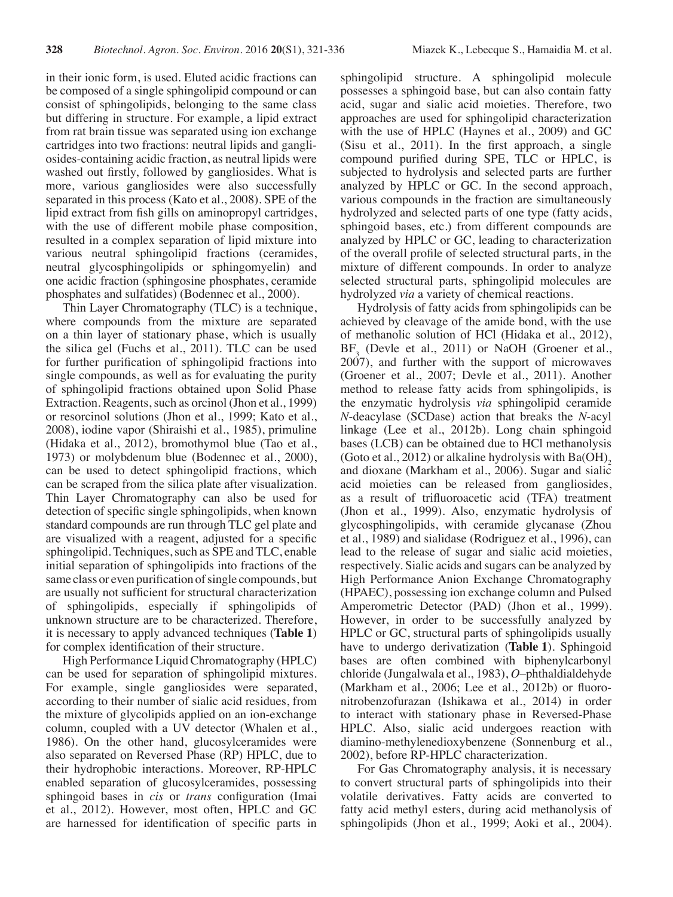in their ionic form, is used. Eluted acidic fractions can be composed of a single sphingolipid compound or can consist of sphingolipids, belonging to the same class but differing in structure. For example, a lipid extract from rat brain tissue was separated using ion exchange cartridges into two fractions: neutral lipids and gangliosides-containing acidic fraction, as neutral lipids were washed out firstly, followed by gangliosides. What is more, various gangliosides were also successfully separated in this process (Kato et al., 2008). SPE of the lipid extract from fish gills on aminopropyl cartridges, with the use of different mobile phase composition, resulted in a complex separation of lipid mixture into various neutral sphingolipid fractions (ceramides, neutral glycosphingolipids or sphingomyelin) and one acidic fraction (sphingosine phosphates, ceramide phosphates and sulfatides) (Bodennec et al., 2000).

Thin Layer Chromatography (TLC) is a technique, where compounds from the mixture are separated on a thin layer of stationary phase, which is usually the silica gel (Fuchs et al., 2011). TLC can be used for further purification of sphingolipid fractions into single compounds, as well as for evaluating the purity of sphingolipid fractions obtained upon Solid Phase Extraction. Reagents, such as orcinol (Jhon et al., 1999) or resorcinol solutions (Jhon et al., 1999; Kato et al., 2008), iodine vapor (Shiraishi et al., 1985), primuline (Hidaka et al., 2012), bromothymol blue (Tao et al., 1973) or molybdenum blue (Bodennec et al., 2000), can be used to detect sphingolipid fractions, which can be scraped from the silica plate after visualization. Thin Layer Chromatography can also be used for detection of specific single sphingolipids, when known standard compounds are run through TLC gel plate and are visualized with a reagent, adjusted for a specific sphingolipid. Techniques, such as SPE and TLC, enable initial separation of sphingolipids into fractions of the same class or even purification of single compounds, but are usually not sufficient for structural characterization of sphingolipids, especially if sphingolipids of unknown structure are to be characterized. Therefore, it is necessary to apply advanced techniques (**Table 1**) for complex identification of their structure.

High Performance Liquid Chromatography (HPLC) can be used for separation of sphingolipid mixtures. For example, single gangliosides were separated, according to their number of sialic acid residues, from the mixture of glycolipids applied on an ion-exchange column, coupled with a UV detector (Whalen et al., 1986). On the other hand, glucosylceramides were also separated on Reversed Phase (RP) HPLC, due to their hydrophobic interactions. Moreover, RP-HPLC enabled separation of glucosylceramides, possessing sphingoid bases in *cis* or *trans* configuration (Imai et al., 2012). However, most often, HPLC and GC are harnessed for identification of specific parts in sphingolipid structure. A sphingolipid molecule possesses a sphingoid base, but can also contain fatty acid, sugar and sialic acid moieties. Therefore, two approaches are used for sphingolipid characterization with the use of HPLC (Haynes et al., 2009) and GC (Sisu et al., 2011). In the first approach, a single compound purified during SPE, TLC or HPLC, is subjected to hydrolysis and selected parts are further analyzed by HPLC or GC. In the second approach, various compounds in the fraction are simultaneously hydrolyzed and selected parts of one type (fatty acids, sphingoid bases, etc.) from different compounds are analyzed by HPLC or GC, leading to characterization of the overall profile of selected structural parts, in the mixture of different compounds. In order to analyze selected structural parts, sphingolipid molecules are hydrolyzed *via* a variety of chemical reactions.

Hydrolysis of fatty acids from sphingolipids can be achieved by cleavage of the amide bond, with the use of methanolic solution of HCl (Hidaka et al., 2012), $BF_3$ (Devle et al., 2011) or NaOH (Groener et al., 2007), and further with the support of microwaves (Groener et al., 2007; Devle et al., 2011). Another method to release fatty acids from sphingolipids, is the enzymatic hydrolysis *via* sphingolipid ceramide *N*-deacylase (SCDase) action that breaks the *N*-acyl linkage (Lee et al., 2012b). Long chain sphingoid bases (LCB) can be obtained due to HCl methanolysis (Goto et al., 2012) or alkaline hydrolysis with $Ba(OH)_2$ and dioxane (Markham et al., 2006). Sugar and sialic acid moieties can be released from gangliosides, as a result of trifluoroacetic acid (TFA) treatment (Jhon et al., 1999). Also, enzymatic hydrolysis of glycosphingolipids, with ceramide glycanase (Zhou et al., 1989) and sialidase (Rodriguez et al., 1996), can lead to the release of sugar and sialic acid moieties, respectively. Sialic acids and sugars can be analyzed by High Performance Anion Exchange Chromatography (HPAEC), possessing ion exchange column and Pulsed Amperometric Detector (PAD) (Jhon et al., 1999). However, in order to be successfully analyzed by HPLC or GC, structural parts of sphingolipids usually have to undergo derivatization (**Table 1**). Sphingoid bases are often combined with biphenylcarbonyl chloride (Jungalwala et al., 1983), *O*–phthaldialdehyde (Markham et al., 2006; Lee et al., 2012b) or fluoronitrobenzofurazan (Ishikawa et al., 2014) in order to interact with stationary phase in Reversed-Phase HPLC. Also, sialic acid undergoes reaction with diamino-methylenedioxybenzene (Sonnenburg et al., 2002), before RP-HPLC characterization.

For Gas Chromatography analysis, it is necessary to convert structural parts of sphingolipids into their volatile derivatives. Fatty acids are converted to fatty acid methyl esters, during acid methanolysis of sphingolipids (Jhon et al., 1999; Aoki et al., 2004).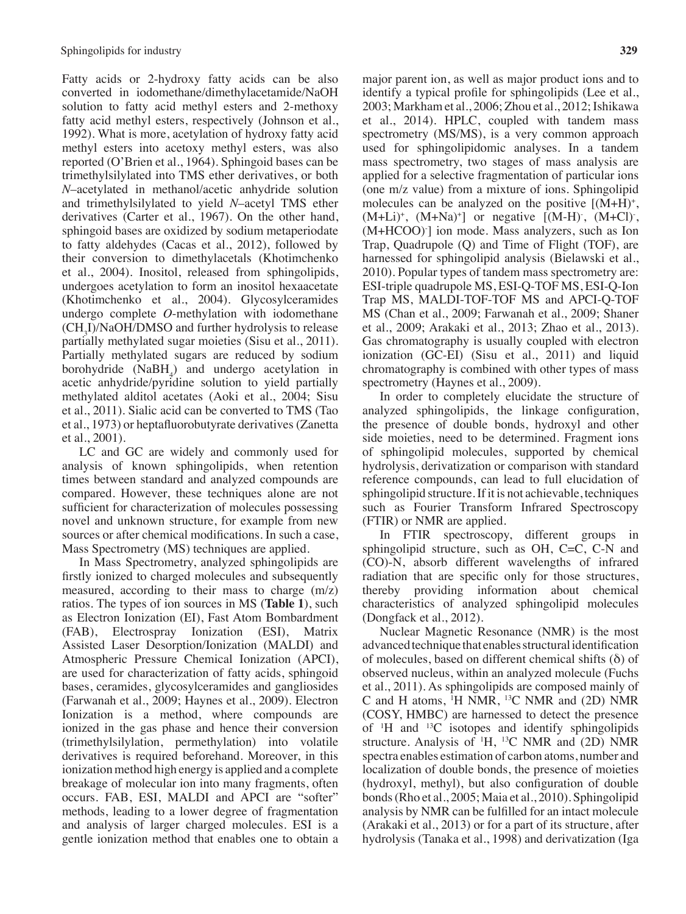Fatty acids or 2-hydroxy fatty acids can be also converted in iodomethane/dimethylacetamide/NaOH solution to fatty acid methyl esters and 2-methoxy fatty acid methyl esters, respectively (Johnson et al., 1992). What is more, acetylation of hydroxy fatty acid methyl esters into acetoxy methyl esters, was also reported (O'Brien et al., 1964). Sphingoid bases can be trimethylsilylated into TMS ether derivatives, or both *N*–acetylated in methanol/acetic anhydride solution and trimethylsilylated to yield *N*–acetyl TMS ether derivatives (Carter et al., 1967). On the other hand, sphingoid bases are oxidized by sodium metaperiodate to fatty aldehydes (Cacas et al., 2012), followed by their conversion to dimethylacetals (Khotimchenko et al., 2004). Inositol, released from sphingolipids, undergoes acetylation to form an inositol hexaacetate (Khotimchenko et al., 2004). Glycosylceramides undergo complete *O*-methylation with iodomethane ($CH_3I$)/NaOH/DMSO and further hydrolysis to release partially methylated sugar moieties (Sisu et al., 2011). Partially methylated sugars are reduced by sodium borohydride ($NaBH_4$) and undergo acetylation in acetic anhydride/pyridine solution to yield partially methylated alditol acetates (Aoki et al., 2004; Sisu et al., 2011). Sialic acid can be converted to TMS (Tao et al., 1973) or heptafluorobutyrate derivatives (Zanetta et al., 2001).

LC and GC are widely and commonly used for analysis of known sphingolipids, when retention times between standard and analyzed compounds are compared. However, these techniques alone are not sufficient for characterization of molecules possessing novel and unknown structure, for example from new sources or after chemical modifications. In such a case, Mass Spectrometry (MS) techniques are applied.

In Mass Spectrometry, analyzed sphingolipids are firstly ionized to charged molecules and subsequently measured, according to their mass to charge (m/z) ratios. The types of ion sources in MS (**Table 1**), such as Electron Ionization (EI), Fast Atom Bombardment (FAB), Electrospray Ionization (ESI), Matrix Assisted Laser Desorption/Ionization (MALDI) and Atmospheric Pressure Chemical Ionization (APCI), are used for characterization of fatty acids, sphingoid bases, ceramides, glycosylceramides and gangliosides (Farwanah et al., 2009; Haynes et al., 2009). Electron Ionization is a method, where compounds are ionized in the gas phase and hence their conversion (trimethylsilylation, permethylation) into volatile derivatives is required beforehand. Moreover, in this ionization method high energy is applied and a complete breakage of molecular ion into many fragments, often occurs. FAB, ESI, MALDI and APCI are "softer" methods, leading to a lower degree of fragmentation and analysis of larger charged molecules. ESI is a gentle ionization method that enables one to obtain a major parent ion, as well as major product ions and to identify a typical profile for sphingolipids (Lee et al., 2003; Markham et al., 2006; Zhou et al., 2012; Ishikawa et al., 2014). HPLC, coupled with tandem mass spectrometry (MS/MS), is a very common approach used for sphingolipidomic analyses. In a tandem mass spectrometry, two stages of mass analysis are applied for a selective fragmentation of particular ions (one m/z value) from a mixture of ions. Sphingolipid molecules can be analyzed on the positive [$(M+H)^+$, $(M+Li)^+$, $(M+Na)^+$] or negative [$(M-H)^-$, $(M+Cl)^-$, $(M+HCOO)^-$] ion mode. Mass analyzers, such as Ion Trap, Quadrupole (Q) and Time of Flight (TOF), are harnessed for sphingolipid analysis (Bielawski et al., 2010). Popular types of tandem mass spectrometry are: ESI-triple quadrupole MS, ESI-Q-TOF MS, ESI-Q-Ion Trap MS, MALDI-TOF-TOF MS and APCI-Q-TOF MS (Chan et al., 2009; Farwanah et al., 2009; Shaner et al., 2009; Arakaki et al., 2013; Zhao et al., 2013). Gas chromatography is usually coupled with electron ionization (GC-EI) (Sisu et al., 2011) and liquid chromatography is combined with other types of mass spectrometry (Haynes et al., 2009).

In order to completely elucidate the structure of analyzed sphingolipids, the linkage configuration, the presence of double bonds, hydroxyl and other side moieties, need to be determined. Fragment ions of sphingolipid molecules, supported by chemical hydrolysis, derivatization or comparison with standard reference compounds, can lead to full elucidation of sphingolipid structure. If it is not achievable, techniques such as Fourier Transform Infrared Spectroscopy (FTIR) or NMR are applied.

In FTIR spectroscopy, different groups in sphingolipid structure, such as OH, C=C, C-N and (CO)-N, absorb different wavelengths of infrared radiation that are specific only for those structures, thereby providing information about chemical characteristics of analyzed sphingolipid molecules (Dongfack et al., 2012).

Nuclear Magnetic Resonance (NMR) is the most advanced technique that enables structural identification of molecules, based on different chemical shifts (δ) of observed nucleus, within an analyzed molecule (Fuchs et al., 2011). As sphingolipids are composed mainly of C and H atoms, $^1$H NMR, $^{13}$C NMR and (2D) NMR (COSY, HMBC) are harnessed to detect the presence of $^1$H and $^{13}$C isotopes and identify sphingolipids structure. Analysis of $^1$H, $^{13}$C NMR and (2D) NMR spectra enables estimation of carbon atoms, number and localization of double bonds, the presence of moieties (hydroxyl, methyl), but also configuration of double bonds (Rho et al., 2005; Maia et al., 2010). Sphingolipid analysis by NMR can be fulfilled for an intact molecule (Arakaki et al., 2013) or for a part of its structure, after hydrolysis (Tanaka et al., 1998) and derivatization (Iga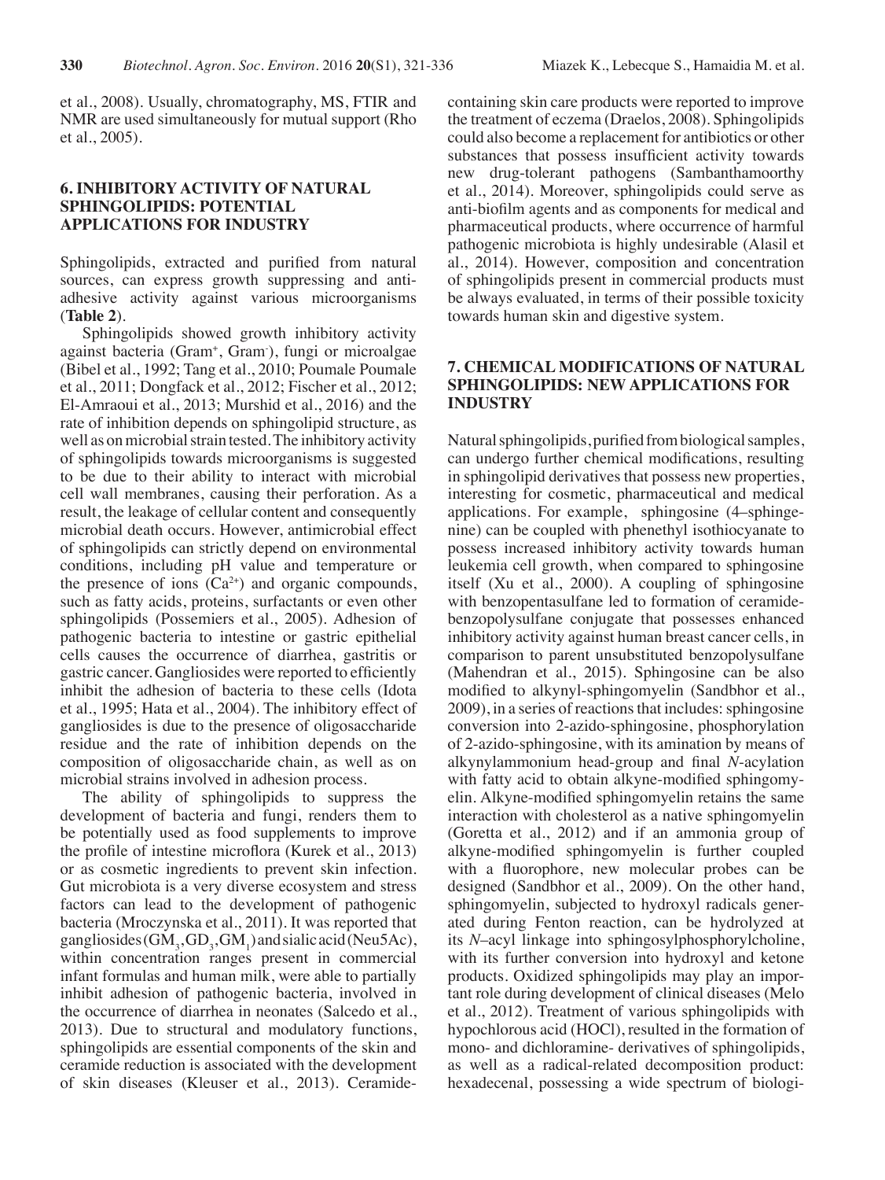et al., 2008). Usually, chromatography, MS, FTIR and NMR are used simultaneously for mutual support (Rho et al., 2005).

## 6. INHIBITORY ACTIVITY OF NATURAL SPHINGOLIPIDS: POTENTIAL APPLICATIONS FOR INDUSTRY

Sphingolipids, extracted and purified from natural sources, can express growth suppressing and anti-adhesive activity against various microorganisms (**Table 2**).

Sphingolipids showed growth inhibitory activity against bacteria (Gram$^+$, Gram$^-$), fungi or microalgae (Bibel et al., 1992; Tang et al., 2010; Poumale Poumale et al., 2011; Dongfack et al., 2012; Fischer et al., 2012; El-Amraoui et al., 2013; Murshid et al., 2016) and the rate of inhibition depends on sphingolipid structure, as well as on microbial strain tested. The inhibitory activity of sphingolipids towards microorganisms is suggested to be due to their ability to interact with microbial cell wall membranes, causing their perforation. As a result, the leakage of cellular content and consequently microbial death occurs. However, antimicrobial effect of sphingolipids can strictly depend on environmental conditions, including pH value and temperature or the presence of ions ($Ca^{2+}$) and organic compounds, such as fatty acids, proteins, surfactants or even other sphingolipids (Possemiers et al., 2005). Adhesion of pathogenic bacteria to intestine or gastric epithelial cells causes the occurrence of diarrhea, gastritis or gastric cancer. Gangliosides were reported to efficiently inhibit the adhesion of bacteria to these cells (Idota et al., 1995; Hata et al., 2004). The inhibitory effect of gangliosides is due to the presence of oligosaccharide residue and the rate of inhibition depends on the composition of oligosaccharide chain, as well as on microbial strains involved in adhesion process.

The ability of sphingolipids to suppress the development of bacteria and fungi, renders them to be potentially used as food supplements to improve the profile of intestine microflora (Kurek et al., 2013) or as cosmetic ingredients to prevent skin infection. Gut microbiota is a very diverse ecosystem and stress factors can lead to the development of pathogenic bacteria (Mroczynska et al., 2011). It was reported that gangliosides ($GM_3$, $GD_3$, $GM_1$) and sialic acid (Neu5Ac), within concentration ranges present in commercial infant formulas and human milk, were able to partially inhibit adhesion of pathogenic bacteria, involved in the occurrence of diarrhea in neonates (Salcedo et al., 2013). Due to structural and modulatory functions, sphingolipids are essential components of the skin and ceramide reduction is associated with the development of skin diseases (Kleuser et al., 2013). Ceramide-containing skin care products were reported to improve the treatment of eczema (Draelos, 2008). Sphingolipids could also become a replacement for antibiotics or other substances that possess insufficient activity towards new drug-tolerant pathogens (Sambanthamoorthy et al., 2014). Moreover, sphingolipids could serve as anti-biofilm agents and as components for medical and pharmaceutical products, where occurrence of harmful pathogenic microbiota is highly undesirable (Alasil et al., 2014). However, composition and concentration of sphingolipids present in commercial products must be always evaluated, in terms of their possible toxicity towards human skin and digestive system.

## 7. CHEMICAL MODIFICATIONS OF NATURAL SPHINGOLIPIDS: NEW APPLICATIONS FOR INDUSTRY

Natural sphingolipids, purified from biological samples, can undergo further chemical modifications, resulting in sphingolipid derivatives that possess new properties, interesting for cosmetic, pharmaceutical and medical applications. For example, sphingosine (4–sphingenine) can be coupled with phenethyl isothiocyanate to possess increased inhibitory activity towards human leukemia cell growth, when compared to sphingosine itself (Xu et al., 2000). A coupling of sphingosine with benzopentasulfane led to formation of ceramide-benzopolysulfane conjugate that possesses enhanced inhibitory activity against human breast cancer cells, in comparison to parent unsubstituted benzopolysulfane (Mahendran et al., 2015). Sphingosine can be also modified to alkynyl-sphingomyelin (Sandbhor et al., 2009), in a series of reactions that includes: sphingosine conversion into 2-azido-sphingosine, phosphorylation of 2-azido-sphingosine, with its amination by means of alkynylammonium head-group and final *N*-acylation with fatty acid to obtain alkyne-modified sphingomyelin. Alkyne-modified sphingomyelin retains the same interaction with cholesterol as a native sphingomyelin (Goretta et al., 2012) and if an ammonia group of alkyne-modified sphingomyelin is further coupled with a fluorophore, new molecular probes can be designed (Sandbhor et al., 2009). On the other hand, sphingomyelin, subjected to hydroxyl radicals generated during Fenton reaction, can be hydrolyzed at its *N*–acyl linkage into sphingosylphosphorylcholine, with its further conversion into hydroxyl and ketone products. Oxidized sphingolipids may play an important role during development of clinical diseases (Melo et al., 2012). Treatment of various sphingolipids with hypochlorous acid (HOCl), resulted in the formation of mono- and dichloramine- derivatives of sphingolipids, as well as a radical-related decomposition product: hexadecenal, possessing a wide spectrum of biologi-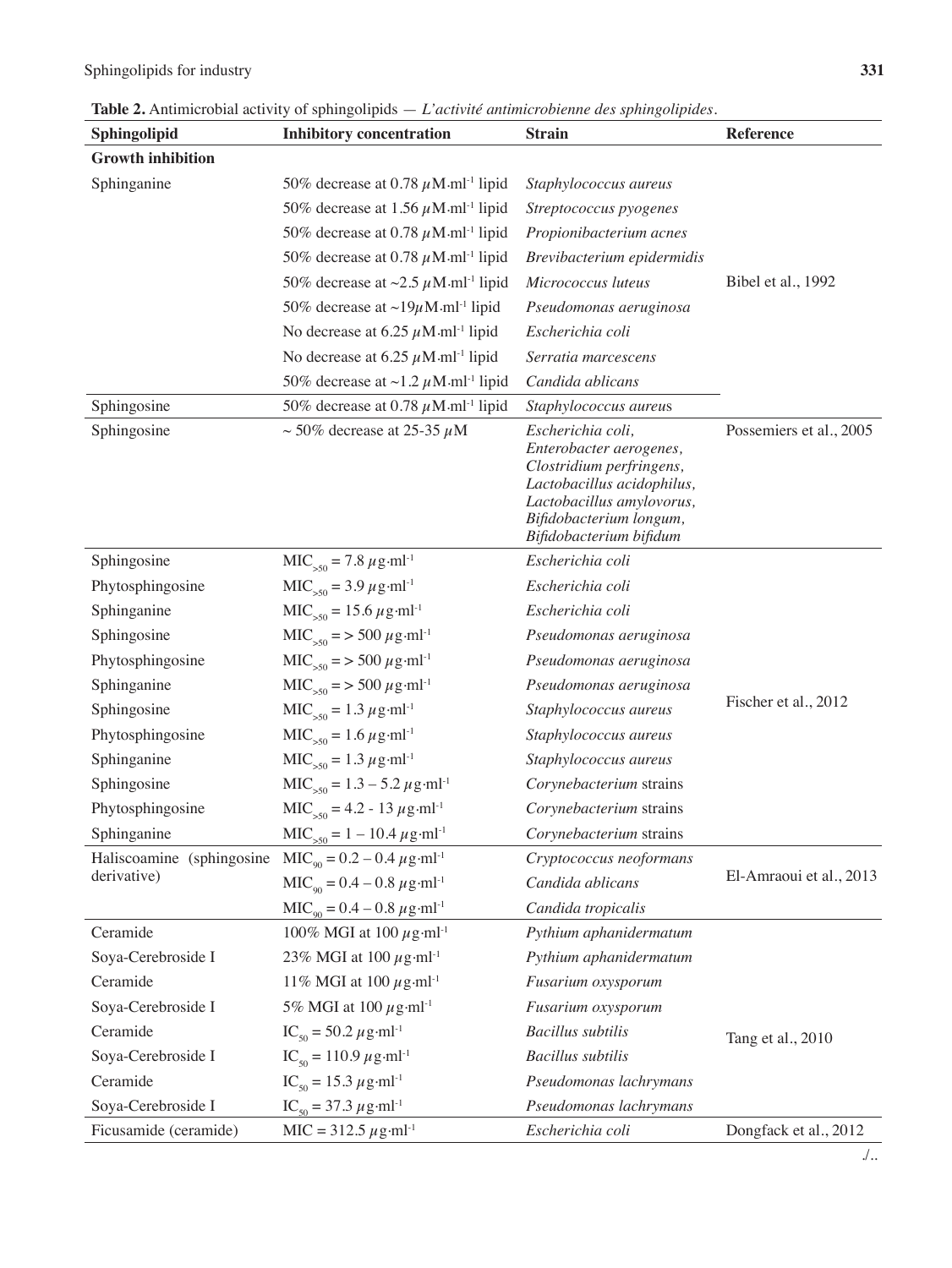**Table 2.** Antimicrobial activity of sphingolipids — *L'activité antimicrobienne des sphingolipides*.

| Sphingolipid | Inhibitory concentration | Strain | Reference |
|---|---|---|---|
| **Growth inhibition** | | | |
| Sphinganine | 50% decrease at 0.78 $\mu$M·ml$^{-1}$ lipid | *Staphylococcus aureus* | Bibel et al., 1992 |
| | 50% decrease at 1.56 $\mu$M·ml$^{-1}$ lipid | *Streptococcus pyogenes* | |
| | 50% decrease at 0.78 $\mu$M·ml$^{-1}$ lipid | *Propionibacterium acnes* | |
| | 50% decrease at 0.78 $\mu$M·ml$^{-1}$ lipid | *Brevibacterium epidermidis* | |
| | 50% decrease at ~2.5 $\mu$M·ml$^{-1}$ lipid | *Micrococcus luteus* | |
| | 50% decrease at ~19$\mu$M·ml$^{-1}$ lipid | *Pseudomonas aeruginosa* | |
| | No decrease at 6.25 $\mu$M·ml$^{-1}$ lipid | *Escherichia coli* | |
| | No decrease at 6.25 $\mu$M·ml$^{-1}$ lipid | *Serratia marcescens* | |
| | 50% decrease at ~1.2 $\mu$M·ml$^{-1}$ lipid | *Candida ablicans* | |
| Sphingosine | 50% decrease at 0.78 $\mu$M·ml$^{-1}$ lipid | *Staphylococcus aureus* | |
| Sphingosine | ~ 50% decrease at 25-35 $\mu$M | *Escherichia coli, Enterobacter aerogenes, Clostridium perfringens, Lactobacillus acidophilus, Lactobacillus amylovorus, Bifidobacterium longum, Bifidobacterium bifidum* | Possemiers et al., 2005 |
| Sphingosine | $MIC_{>50}$ = 7.8 $\mu$g·ml$^{-1}$ | *Escherichia coli* | Fischer et al., 2012 |
| Phytosphingosine | $MIC_{>50}$ = 3.9 $\mu$g·ml$^{-1}$ | *Escherichia coli* | |
| Sphinganine | $MIC_{>50}$ = 15.6 $\mu$g·ml$^{-1}$ | *Escherichia coli* | |
| Sphingosine | $MIC_{>50}$ = > 500 $\mu$g·ml$^{-1}$ | *Pseudomonas aeruginosa* | |
| Phytosphingosine | $MIC_{>50}$ = > 500 $\mu$g·ml$^{-1}$ | *Pseudomonas aeruginosa* | |
| Sphinganine | $MIC_{>50}$ = > 500 $\mu$g·ml$^{-1}$ | *Pseudomonas aeruginosa* | |
| Sphingosine | $MIC_{>50}$ = 1.3 $\mu$g·ml$^{-1}$ | *Staphylococcus aureus* | |
| Phytosphingosine | $MIC_{>50}$ = 1.6 $\mu$g·ml$^{-1}$ | *Staphylococcus aureus* | |
| Sphinganine | $MIC_{>50}$ = 1.3 $\mu$g·ml$^{-1}$ | *Staphylococcus aureus* | |
| Sphingosine | $MIC_{>50}$ = 1.3 – 5.2 $\mu$g·ml$^{-1}$ | *Corynebacterium* strains | |
| Phytosphingosine | $MIC_{>50}$ = 4.2 - 13 $\mu$g·ml$^{-1}$ | *Corynebacterium* strains | |
| Sphinganine | $MIC_{>50}$ = 1 – 10.4 $\mu$g·ml$^{-1}$ | *Corynebacterium* strains | |
| Haliscoamine (sphingosine derivative) | $MIC_{90}$ = 0.2 – 0.4 $\mu$g·ml$^{-1}$ | *Cryptococcus neoformans* | El-Amraoui et al., 2013 |
| | $MIC_{90}$ = 0.4 – 0.8 $\mu$g·ml$^{-1}$ | *Candida ablicans* | |
| | $MIC_{90}$ = 0.4 – 0.8 $\mu$g·ml$^{-1}$ | *Candida tropicalis* | |
| Ceramide | 100% MGI at 100 $\mu$g·ml$^{-1}$ | *Pythium aphanidermatum* | Tang et al., 2010 |
| Soya-Cerebroside I | 23% MGI at 100 $\mu$g·ml$^{-1}$ | *Pythium aphanidermatum* | |
| Ceramide | 11% MGI at 100 $\mu$g·ml$^{-1}$ | *Fusarium oxysporum* | |
| Soya-Cerebroside I | 5% MGI at 100 $\mu$g·ml$^{-1}$ | *Fusarium oxysporum* | |
| Ceramide | $IC_{50}$ = 50.2 $\mu$g·ml$^{-1}$ | *Bacillus subtilis* | |
| Soya-Cerebroside I | $IC_{50}$ = 110.9 $\mu$g·ml$^{-1}$ | *Bacillus subtilis* | |
| Ceramide | $IC_{50}$ = 15.3 $\mu$g·ml$^{-1}$ | *Pseudomonas lachrymans* | |
| Soya-Cerebroside I | $IC_{50}$ = 37.3 $\mu$g·ml$^{-1}$ | *Pseudomonas lachrymans* | |
| Ficusamide (ceramide) | MIC = 312.5 $\mu$g·ml$^{-1}$ | *Escherichia coli* | Dongfack et al., 2012 |

./..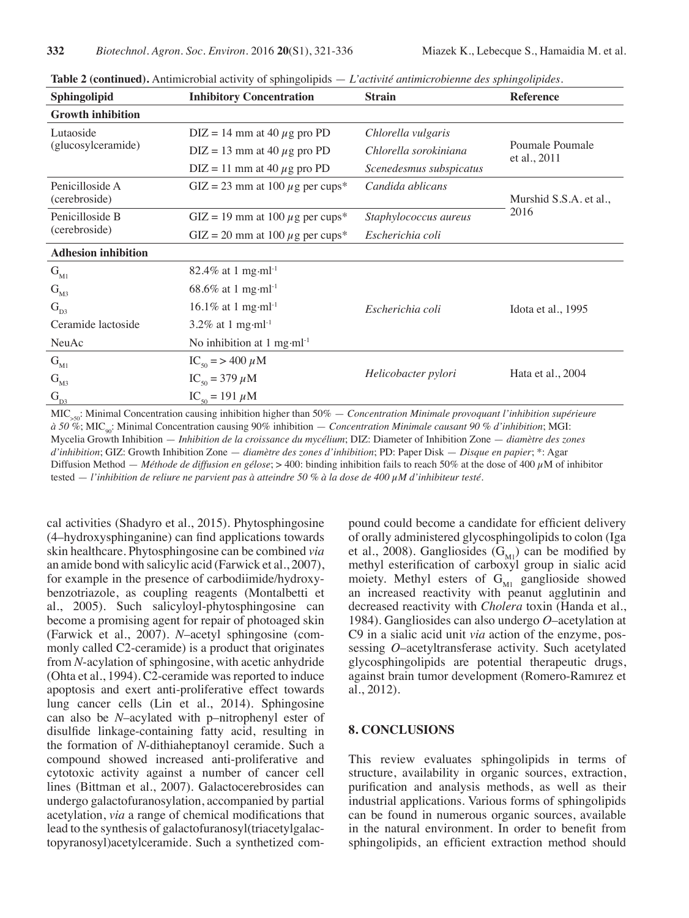**Table 2 (continued).** Antimicrobial activity of sphingolipids — *L'activité antimicrobienne des sphingolipides*.

| Sphingolipid | Inhibitory Concentration | Strain | Reference |
|---|---|---|---|
| **Growth inhibition** | | | |
| Lutaoside (glucosylceramide) | DIZ = 14 mm at 40 $\mu$g pro PD | *Chlorella vulgaris* | Poumale Poumale et al., 2011 |
| | DIZ = 13 mm at 40 $\mu$g pro PD | *Chlorella sorokiniana* | |
| | DIZ = 11 mm at 40 $\mu$g pro PD | *Scenedesmus subspicatus* | |
| Penicilloside A (cerebroside) | GIZ = 23 mm at 100 $\mu$g per cups* | *Candida ablicans* | Murshid S.S.A. et al., 2016 |
| Penicilloside B (cerebroside) | GIZ = 19 mm at 100 $\mu$g per cups* | *Staphylococcus aureus* | |
| | GIZ = 20 mm at 100 $\mu$g per cups* | *Escherichia coli* | |
| **Adhesion inhibition** | | | |
| $G_{M1}$ | 82.4% at 1 mg·ml$^{-1}$ | *Escherichia coli* | Idota et al., 1995 |
| $G_{M3}$ | 68.6% at 1 mg·ml$^{-1}$ | | |
| $G_{D3}$ | 16.1% at 1 mg·ml$^{-1}$ | | |
| Ceramide lactoside | 3.2% at 1 mg·ml$^{-1}$ | | |
| NeuAc | No inhibition at 1 mg·ml$^{-1}$ | | |
| $G_{M1}$ | $IC_{50}$ = > 400 $\mu$M | *Helicobacter pylori* | Hata et al., 2004 |
| $G_{M3}$ | $IC_{50}$ = 379 $\mu$M | | |
| $G_{D3}$ | $IC_{50}$ = 191 $\mu$M | | |

$MIC_{>50}$: Minimal Concentration causing inhibition higher than 50% — *Concentration Minimale provoquant l'inhibition supérieure à 50 %*; $MIC_{90}$: Minimal Concentration causing 90% inhibition — *Concentration Minimale causant 90 % d'inhibition*; MGI: Mycelia Growth Inhibition — *Inhibition de la croissance du mycélium*; DIZ: Diameter of Inhibition Zone — *diamètre des zones d'inhibition*; GIZ: Growth Inhibition Zone — *diamètre des zones d'inhibition*; PD: Paper Disk — *Disque en papier*; *: Agar Diffusion Method — *Méthode de diffusion en gélose*; > 400: binding inhibition fails to reach 50% at the dose of 400 $\mu$M of inhibitor tested — *l'inhibition de reliure ne parvient pas à atteindre 50 % à la dose de 400 µM d'inhibiteur testé*.

cal activities (Shadyro et al., 2015). Phytosphingosine (4–hydroxysphinganine) can find applications towards skin healthcare. Phytosphingosine can be combined *via* an amide bond with salicylic acid (Farwick et al., 2007), for example in the presence of carbodiimide/hydroxybenzotriazole, as coupling reagents (Montalbetti et al., 2005). Such salicyloyl-phytosphingosine can become a promising agent for repair of photoaged skin (Farwick et al., 2007). *N*–acetyl sphingosine (commonly called C2-ceramide) is a product that originates from *N*-acylation of sphingosine, with acetic anhydride (Ohta et al., 1994). C2-ceramide was reported to induce apoptosis and exert anti-proliferative effect towards lung cancer cells (Lin et al., 2014). Sphingosine can also be *N*–acylated with p–nitrophenyl ester of disulfide linkage-containing fatty acid, resulting in the formation of *N*-dithiaheptanoyl ceramide. Such a compound showed increased anti-proliferative and cytotoxic activity against a number of cancer cell lines (Bittman et al., 2007). Galactocerebrosides can undergo galactofuranosylation, accompanied by partial acetylation, *via* a range of chemical modifications that lead to the synthesis of galactofuranosyl(triacetylgalactopyranosyl)acetylceramide. Such a synthetized compound could become a candidate for efficient delivery of orally administered glycosphingolipids to colon (Iga et al., 2008). Gangliosides ($G_{M1}$) can be modified by methyl esterification of carboxyl group in sialic acid moiety. Methyl esters of $G_{M1}$ ganglioside showed an increased reactivity with peanut agglutinin and decreased reactivity with *Cholera* toxin (Handa et al., 1984). Gangliosides can also undergo *O*–acetylation at C9 in a sialic acid unit *via* action of the enzyme, possessing *O*–acetyltransferase activity. Such acetylated glycosphingolipids are potential therapeutic drugs, against brain tumor development (Romero-Ramırez et al., 2012).

## 8. CONCLUSIONS

This review evaluates sphingolipids in terms of structure, availability in organic sources, extraction, purification and analysis methods, as well as their industrial applications. Various forms of sphingolipids can be found in numerous organic sources, available in the natural environment. In order to benefit from sphingolipids, an efficient extraction method should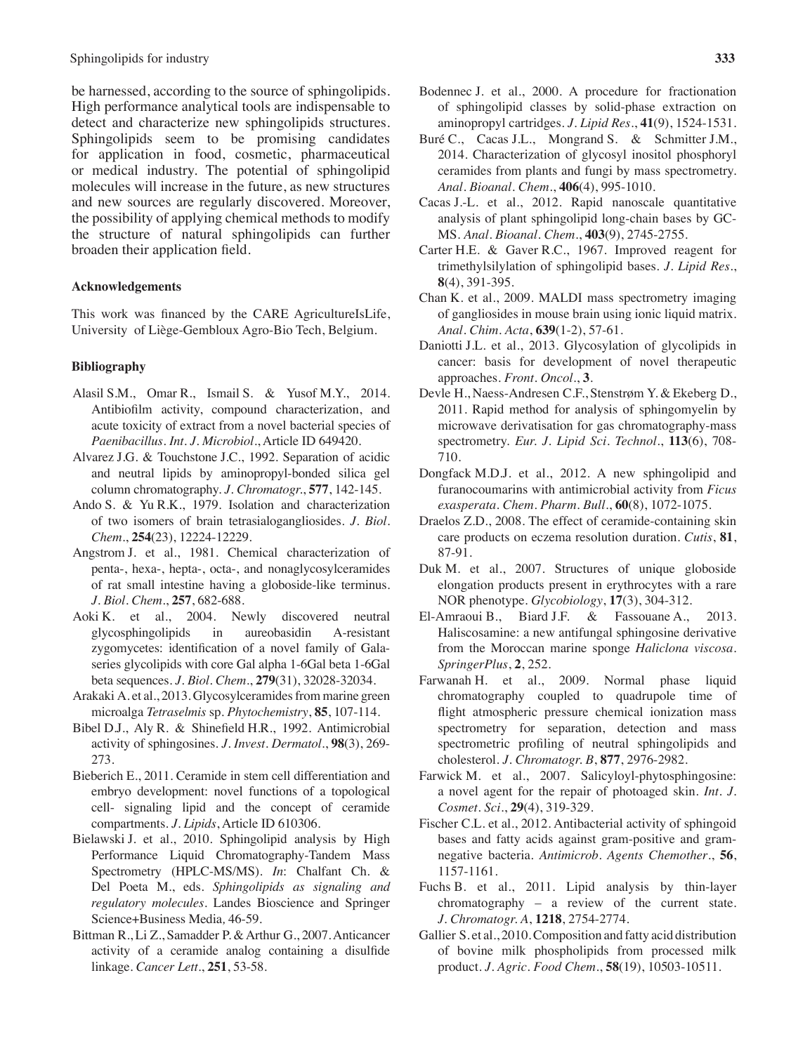be harnessed, according to the source of sphingolipids. High performance analytical tools are indispensable to detect and characterize new sphingolipids structures. Sphingolipids seem to be promising candidates for application in food, cosmetic, pharmaceutical or medical industry. The potential of sphingolipid molecules will increase in the future, as new structures and new sources are regularly discovered. Moreover, the possibility of applying chemical methods to modify the structure of natural sphingolipids can further broaden their application field.

#### Acknowledgements

This work was financed by the CARE AgricultureIsLife, University of Liège-Gembloux Agro-Bio Tech, Belgium.

#### Bibliography

Alasil S.M., Omar R., Ismail S. & Yusof M.Y., 2014. Antibiofilm activity, compound characterization, and acute toxicity of extract from a novel bacterial species of *Paenibacillus*. *Int. J. Microbiol.*, Article ID 649420.

Alvarez J.G. & Touchstone J.C., 1992. Separation of acidic and neutral lipids by aminopropyl-bonded silica gel column chromatography. *J. Chromatogr.*, **577**, 142-145.

Ando S. & Yu R.K., 1979. Isolation and characterization of two isomers of brain tetrasialogangliosides. *J. Biol. Chem.*, **254**(23), 12224-12229.

Angstrom J. et al., 1981. Chemical characterization of penta-, hexa-, hepta-, octa-, and nonaglycosylceramides of rat small intestine having a globoside-like terminus. *J. Biol. Chem.*, **257**, 682-688.

Aoki K. et al., 2004. Newly discovered neutral glycosphingolipids in aureobasidin A-resistant zygomycetes: identification of a novel family of Gala-series glycolipids with core Gal alpha 1-6Gal beta 1-6Gal beta sequences. *J. Biol. Chem.*, **279**(31), 32028-32034.

Arakaki A. et al., 2013. Glycosylceramides from marine green microalga *Tetraselmis* sp. *Phytochemistry*, **85**, 107-114.

Bibel D.J., Aly R. & Shinefield H.R., 1992. Antimicrobial activity of sphingosines. *J. Invest. Dermatol.*, **98**(3), 269-273.

Bieberich E., 2011. Ceramide in stem cell differentiation and embryo development: novel functions of a topological cell- signaling lipid and the concept of ceramide compartments. *J. Lipids*, Article ID 610306.

Bielawski J. et al., 2010. Sphingolipid analysis by High Performance Liquid Chromatography-Tandem Mass Spectrometry (HPLC-MS/MS). *In*: Chalfant Ch. & Del Poeta M., eds. *Sphingolipids as signaling and regulatory molecules*. Landes Bioscience and Springer Science+Business Media, 46-59.

Bittman R., Li Z., Samadder P. & Arthur G., 2007. Anticancer activity of a ceramide analog containing a disulfide linkage. *Cancer Lett.*, **251**, 53-58.

Bodennec J. et al., 2000. A procedure for fractionation of sphingolipid classes by solid-phase extraction on aminopropyl cartridges. *J. Lipid Res.*, **41**(9), 1524-1531.

Buré C., Cacas J.L., Mongrand S. & Schmitter J.M., 2014. Characterization of glycosyl inositol phosphoryl ceramides from plants and fungi by mass spectrometry. *Anal. Bioanal. Chem.*, **406**(4), 995-1010.

Cacas J.-L. et al., 2012. Rapid nanoscale quantitative analysis of plant sphingolipid long-chain bases by GC-MS. *Anal. Bioanal. Chem.*, **403**(9), 2745-2755.

Carter H.E. & Gaver R.C., 1967. Improved reagent for trimethylsilylation of sphingolipid bases. *J. Lipid Res.*, **8**(4), 391-395.

Chan K. et al., 2009. MALDI mass spectrometry imaging of gangliosides in mouse brain using ionic liquid matrix. *Anal. Chim. Acta*, **639**(1-2), 57-61.

Daniotti J.L. et al., 2013. Glycosylation of glycolipids in cancer: basis for development of novel therapeutic approaches. *Front. Oncol.*, **3**.

Devle H., Naess-Andresen C.F., Stenstrøm Y. & Ekeberg D., 2011. Rapid method for analysis of sphingomyelin by microwave derivatisation for gas chromatography-mass spectrometry. *Eur. J. Lipid Sci. Technol.*, **113**(6), 708-710.

Dongfack M.D.J. et al., 2012. A new sphingolipid and furanocoumarins with antimicrobial activity from *Ficus exasperata*. *Chem. Pharm. Bull.*, **60**(8), 1072-1075.

Draelos Z.D., 2008. The effect of ceramide-containing skin care products on eczema resolution duration. *Cutis*, **81**, 87-91.

Duk M. et al., 2007. Structures of unique globoside elongation products present in erythrocytes with a rare NOR phenotype. *Glycobiology*, **17**(3), 304-312.

El-Amraoui B., Biard J.F. & Fassouane A., 2013. Haliscosamine: a new antifungal sphingosine derivative from the Moroccan marine sponge *Haliclona viscosa*. *SpringerPlus*, **2**, 252.

Farwanah H. et al., 2009. Normal phase liquid chromatography coupled to quadrupole time of flight atmospheric pressure chemical ionization mass spectrometry for separation, detection and mass spectrometric profiling of neutral sphingolipids and cholesterol. *J. Chromatogr. B*, **877**, 2976-2982.

Farwick M. et al., 2007. Salicyloyl-phytosphingosine: a novel agent for the repair of photoaged skin. *Int. J. Cosmet. Sci.*, **29**(4), 319-329.

Fischer C.L. et al., 2012. Antibacterial activity of sphingoid bases and fatty acids against gram-positive and gram-negative bacteria. *Antimicrob. Agents Chemother.*, **56**, 1157-1161.

Fuchs B. et al., 2011. Lipid analysis by thin-layer chromatography – a review of the current state. *J. Chromatogr. A*, **1218**, 2754-2774.

Gallier S. et al., 2010. Composition and fatty acid distribution of bovine milk phospholipids from processed milk product. *J. Agric. Food Chem.*, **58**(19), 10503-10511.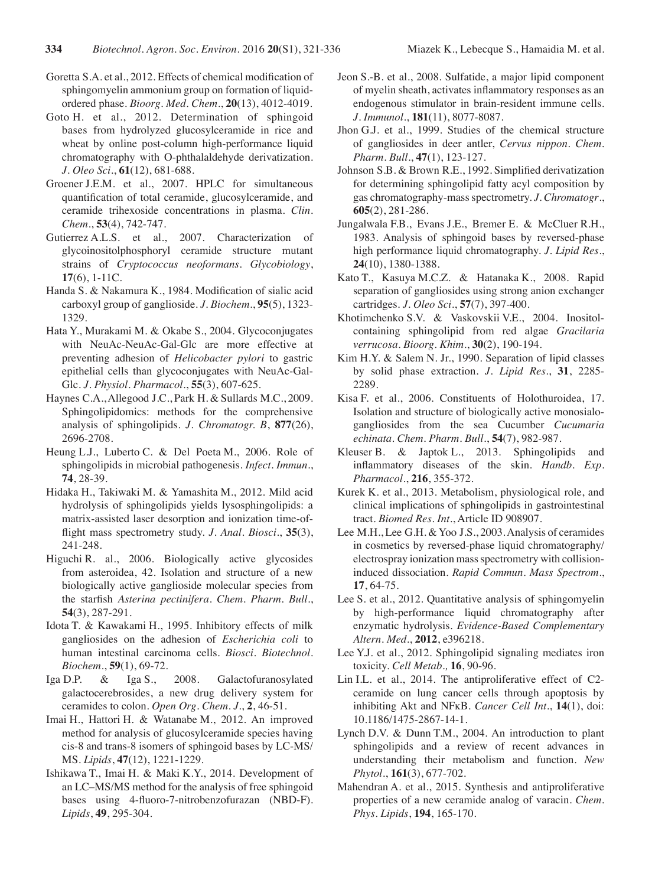Goretta S.A. et al., 2012. Effects of chemical modification of sphingomyelin ammonium group on formation of liquid-ordered phase. *Bioorg. Med. Chem.*, **20**(13), 4012-4019.

Goto H. et al., 2012. Determination of sphingoid bases from hydrolyzed glucosylceramide in rice and wheat by online post-column high-performance liquid chromatography with O-phthalaldehyde derivatization. *J. Oleo Sci.*, **61**(12), 681-688.

Groener J.E.M. et al., 2007. HPLC for simultaneous quantification of total ceramide, glucosylceramide, and ceramide trihexoside concentrations in plasma. *Clin. Chem.*, **53**(4), 742-747.

Gutierrez A.L.S. et al., 2007. Characterization of glycoinositolphosphoryl ceramide structure mutant strains of *Cryptococcus neoformans*. *Glycobiology*, **17**(6), 1-11C.

Handa S. & Nakamura K., 1984. Modification of sialic acid carboxyl group of ganglioside. *J. Biochem.*, **95**(5), 1323-1329.

Hata Y., Murakami M. & Okabe S., 2004. Glycoconjugates with NeuAc-NeuAc-Gal-Glc are more effective at preventing adhesion of *Helicobacter pylori* to gastric epithelial cells than glycoconjugates with NeuAc-Gal-Glc. *J. Physiol. Pharmacol.*, **55**(3), 607-625.

Haynes C.A., Allegood J.C., Park H. & Sullards M.C., 2009. Sphingolipidomics: methods for the comprehensive analysis of sphingolipids. *J. Chromatogr. B*, **877**(26), 2696-2708.

Heung L.J., Luberto C. & Del Poeta M., 2006. Role of sphingolipids in microbial pathogenesis. *Infect. Immun.*, **74**, 28-39.

Hidaka H., Takiwaki M. & Yamashita M., 2012. Mild acid hydrolysis of sphingolipids yields lysosphingolipids: a matrix-assisted laser desorption and ionization time-of-flight mass spectrometry study. *J. Anal. Biosci.*, **35**(3), 241-248.

Higuchi R. al., 2006. Biologically active glycosides from asteroidea, 42. Isolation and structure of a new biologically active ganglioside molecular species from the starfish *Asterina pectinifera*. *Chem. Pharm. Bull.*, **54**(3), 287-291.

Idota T. & Kawakami H., 1995. Inhibitory effects of milk gangliosides on the adhesion of *Escherichia coli* to human intestinal carcinoma cells. *Biosci. Biotechnol. Biochem.*, **59**(1), 69-72.

Iga D.P. & Iga S., 2008. Galactofuranosylated galactocerebrosides, a new drug delivery system for ceramides to colon. *Open Org. Chem. J.*, **2**, 46-51.

Imai H., Hattori H. & Watanabe M., 2012. An improved method for analysis of glucosylceramide species having cis-8 and trans-8 isomers of sphingoid bases by LC-MS/MS. *Lipids*, **47**(12), 1221-1229.

Ishikawa T., Imai H. & Maki K.Y., 2014. Development of an LC–MS/MS method for the analysis of free sphingoid bases using 4-fluoro-7-nitrobenzofurazan (NBD-F). *Lipids*, **49**, 295-304.

Jeon S.-B. et al., 2008. Sulfatide, a major lipid component of myelin sheath, activates inflammatory responses as an endogenous stimulator in brain-resident immune cells. *J. Immunol.*, **181**(11), 8077-8087.

Jhon G.J. et al., 1999. Studies of the chemical structure of gangliosides in deer antler, *Cervus nippon*. *Chem. Pharm. Bull.*, **47**(1), 123-127.

Johnson S.B. & Brown R.E., 1992. Simplified derivatization for determining sphingolipid fatty acyl composition by gas chromatography-mass spectrometry. *J. Chromatogr.*, **605**(2), 281-286.

Jungalwala F.B., Evans J.E., Bremer E. & McCluer R.H., 1983. Analysis of sphingoid bases by reversed-phase high performance liquid chromatography. *J. Lipid Res.*, **24**(10), 1380-1388.

Kato T., Kasuya M.C.Z. & Hatanaka K., 2008. Rapid separation of gangliosides using strong anion exchanger cartridges. *J. Oleo Sci.*, **57**(7), 397-400.

Khotimchenko S.V. & Vaskovskii V.E., 2004. Inositol-containing sphingolipid from red algae *Gracilaria verrucosa*. *Bioorg. Khim.*, **30**(2), 190-194.

Kim H.Y. & Salem N. Jr., 1990. Separation of lipid classes by solid phase extraction. *J. Lipid Res.*, **31**, 2285-2289.

Kisa F. et al., 2006. Constituents of Holothuroidea, 17. Isolation and structure of biologically active monosialo-gangliosides from the sea Cucumber *Cucumaria echinata*. *Chem. Pharm. Bull.*, **54**(7), 982-987.

Kleuser B. & Japtok L., 2013. Sphingolipids and inflammatory diseases of the skin. *Handb. Exp. Pharmacol.*, **216**, 355-372.

Kurek K. et al., 2013. Metabolism, physiological role, and clinical implications of sphingolipids in gastrointestinal tract. *Biomed Res. Int.*, Article ID 908907.

Lee M.H., Lee G.H. & Yoo J.S., 2003. Analysis of ceramides in cosmetics by reversed-phase liquid chromatography/electrospray ionization mass spectrometry with collision-induced dissociation. *Rapid Commun. Mass Spectrom.*, **17**, 64-75.

Lee S. et al., 2012. Quantitative analysis of sphingomyelin by high-performance liquid chromatography after enzymatic hydrolysis. *Evidence-Based Complementary Altern. Med.*, **2012**, e396218.

Lee Y.J. et al., 2012. Sphingolipid signaling mediates iron toxicity. *Cell Metab.,* **16**, 90-96.

Lin I.L. et al., 2014. The antiproliferative effect of C2-ceramide on lung cancer cells through apoptosis by inhibiting Akt and NFκB. *Cancer Cell Int.*, **14**(1), doi: 10.1186/1475-2867-14-1.

Lynch D.V. & Dunn T.M., 2004. An introduction to plant sphingolipids and a review of recent advances in understanding their metabolism and function. *New Phytol.*, **161**(3), 677-702.

Mahendran A. et al., 2015. Synthesis and antiproliferative properties of a new ceramide analog of varacin. *Chem. Phys. Lipids*, **194**, 165-170.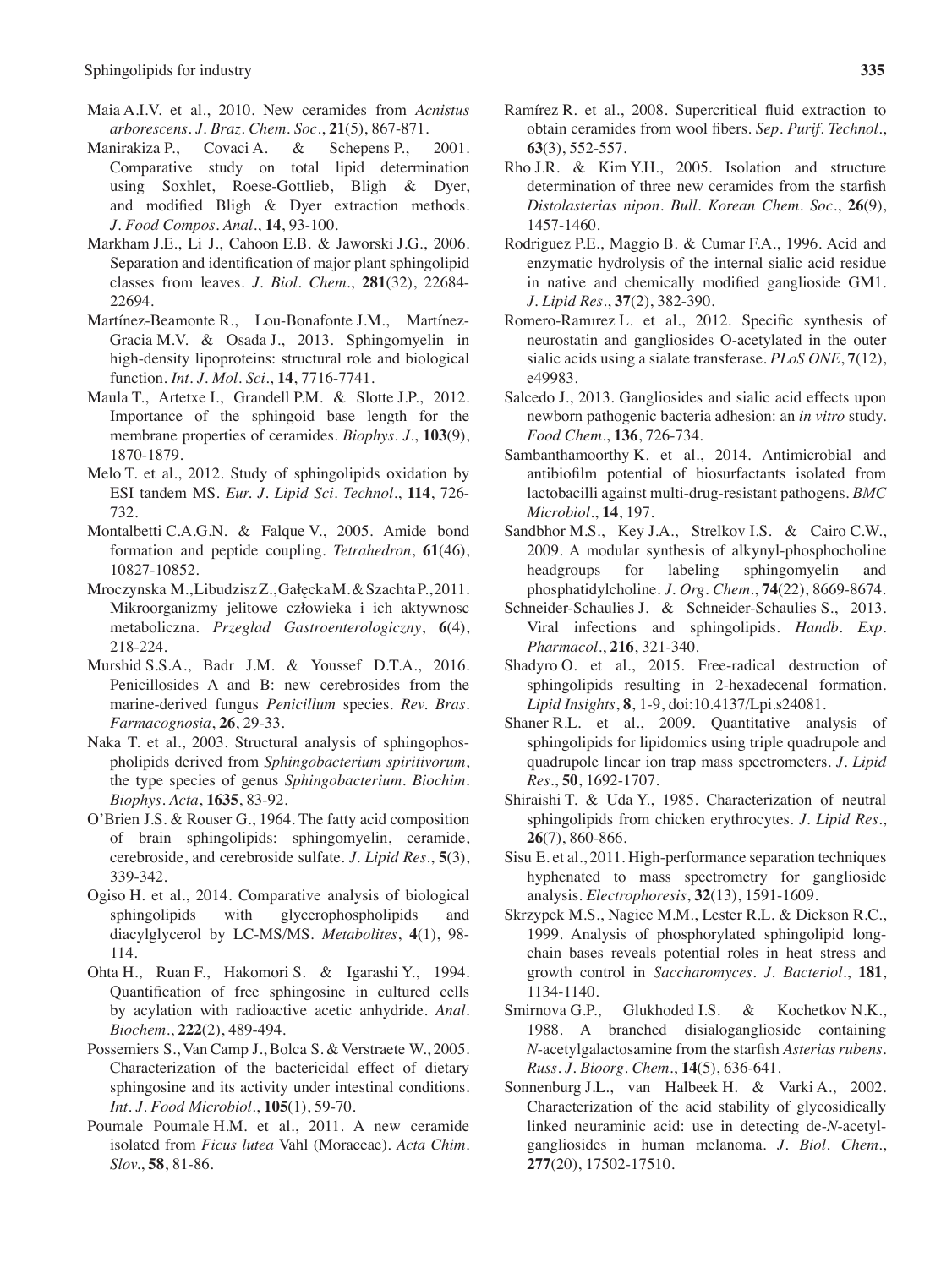Maia A.I.V. et al., 2010. New ceramides from *Acnistus arborescens*. *J. Braz. Chem. Soc.*, **21**(5), 867-871.

Manirakiza P., Covaci A. & Schepens P., 2001. Comparative study on total lipid determination using Soxhlet, Roese-Gottlieb, Bligh & Dyer, and modified Bligh & Dyer extraction methods. *J. Food Compos. Anal.*, **14**, 93-100.

Markham J.E., Li J., Cahoon E.B. & Jaworski J.G., 2006. Separation and identification of major plant sphingolipid classes from leaves. *J. Biol. Chem.*, **281**(32), 22684-22694.

Martínez-Beamonte R., Lou-Bonafonte J.M., Martínez-Gracia M.V. & Osada J., 2013. Sphingomyelin in high-density lipoproteins: structural role and biological function. *Int. J. Mol. Sci.*, **14**, 7716-7741.

Maula T., Artetxe I., Grandell P.M. & Slotte J.P., 2012. Importance of the sphingoid base length for the membrane properties of ceramides. *Biophys. J.*, **103**(9), 1870-1879.

Melo T. et al., 2012. Study of sphingolipids oxidation by ESI tandem MS. *Eur. J. Lipid Sci. Technol.*, **114**, 726-732.

Montalbetti C.A.G.N. & Falque V., 2005. Amide bond formation and peptide coupling. *Tetrahedron*, **61**(46), 10827-10852.

Mroczynska M., Libudzisz Z., Gałęcka M. & Szachta P., 2011. Mikroorganizmy jelitowe człowieka i ich aktywnosc metaboliczna. *Przeglad Gastroenterologiczny*, **6**(4), 218-224.

Murshid S.S.A., Badr J.M. & Youssef D.T.A., 2016. Penicillosides A and B: new cerebrosides from the marine-derived fungus *Penicillum* species. *Rev. Bras. Farmacognosia*, **26**, 29-33.

Naka T. et al., 2003. Structural analysis of sphingophospholipids derived from *Sphingobacterium spiritivorum*, the type species of genus *Sphingobacterium*. *Biochim. Biophys. Acta*, **1635**, 83-92.

O'Brien J.S. & Rouser G., 1964. The fatty acid composition of brain sphingolipids: sphingomyelin, ceramide, cerebroside, and cerebroside sulfate. *J. Lipid Res.*, **5**(3), 339-342.

Ogiso H. et al., 2014. Comparative analysis of biological sphingolipids with glycerophospholipids and diacylglycerol by LC-MS/MS. *Metabolites*, **4**(1), 98-114.

Ohta H., Ruan F., Hakomori S. & Igarashi Y., 1994. Quantification of free sphingosine in cultured cells by acylation with radioactive acetic anhydride. *Anal. Biochem.*, **222**(2), 489-494.

Possemiers S., Van Camp J., Bolca S. & Verstraete W., 2005. Characterization of the bactericidal effect of dietary sphingosine and its activity under intestinal conditions. *Int. J. Food Microbiol.*, **105**(1), 59-70.

Poumale Poumale H.M. et al., 2011. A new ceramide isolated from *Ficus lutea* Vahl (Moraceae). *Acta Chim. Slov.*, **58**, 81-86.

Ramírez R. et al., 2008. Supercritical fluid extraction to obtain ceramides from wool fibers. *Sep. Purif. Technol.*, **63**(3), 552-557.

Rho J.R. & Kim Y.H., 2005. Isolation and structure determination of three new ceramides from the starfish *Distolasterias nipon*. *Bull. Korean Chem. Soc.*, **26**(9), 1457-1460.

Rodriguez P.E., Maggio B. & Cumar F.A., 1996. Acid and enzymatic hydrolysis of the internal sialic acid residue in native and chemically modified ganglioside GM1. *J. Lipid Res.*, **37**(2), 382-390.

Romero-Ramırez L. et al., 2012. Specific synthesis of neurostatin and gangliosides O-acetylated in the outer sialic acids using a sialate transferase. *PLoS ONE*, **7**(12), e49983.

Salcedo J., 2013. Gangliosides and sialic acid effects upon newborn pathogenic bacteria adhesion: an *in vitro* study. *Food Chem.*, **136**, 726-734.

Sambanthamoorthy K. et al., 2014. Antimicrobial and antibiofilm potential of biosurfactants isolated from lactobacilli against multi-drug-resistant pathogens. *BMC Microbiol.*, **14**, 197.

Sandbhor M.S., Key J.A., Strelkov I.S. & Cairo C.W., 2009. A modular synthesis of alkynyl-phosphocholine headgroups for labeling sphingomyelin and phosphatidylcholine. *J. Org. Chem.*, **74**(22), 8669-8674.

Schneider-Schaulies J. & Schneider-Schaulies S., 2013. Viral infections and sphingolipids. *Handb. Exp. Pharmacol.*, **216**, 321-340.

Shadyro O. et al., 2015. Free-radical destruction of sphingolipids resulting in 2-hexadecenal formation. *Lipid Insights*, **8**, 1-9, doi:10.4137/Lpi.s24081.

Shaner R.L. et al., 2009. Quantitative analysis of sphingolipids for lipidomics using triple quadrupole and quadrupole linear ion trap mass spectrometers. *J. Lipid Res.*, **50**, 1692-1707.

Shiraishi T. & Uda Y., 1985. Characterization of neutral sphingolipids from chicken erythrocytes. *J. Lipid Res.*, **26**(7), 860-866.

Sisu E. et al., 2011. High-performance separation techniques hyphenated to mass spectrometry for ganglioside analysis. *Electrophoresis*, **32**(13), 1591-1609.

Skrzypek M.S., Nagiec M.M., Lester R.L. & Dickson R.C., 1999. Analysis of phosphorylated sphingolipid long-chain bases reveals potential roles in heat stress and growth control in *Saccharomyces*. *J. Bacteriol.*, **181**, 1134-1140.

Smirnova G.P., Glukhoded I.S. & Kochetkov N.K., 1988. A branched disialoganglioside containing *N*-acetylgalactosamine from the starfish *Asterias rubens*. *Russ. J. Bioorg. Chem.*, **14**(5), 636-641.

Sonnenburg J.L., van Halbeek H. & Varki A., 2002. Characterization of the acid stability of glycosidically linked neuraminic acid: use in detecting de-*N*-acetyl-gangliosides in human melanoma. *J. Biol. Chem.*, **277**(20), 17502-17510.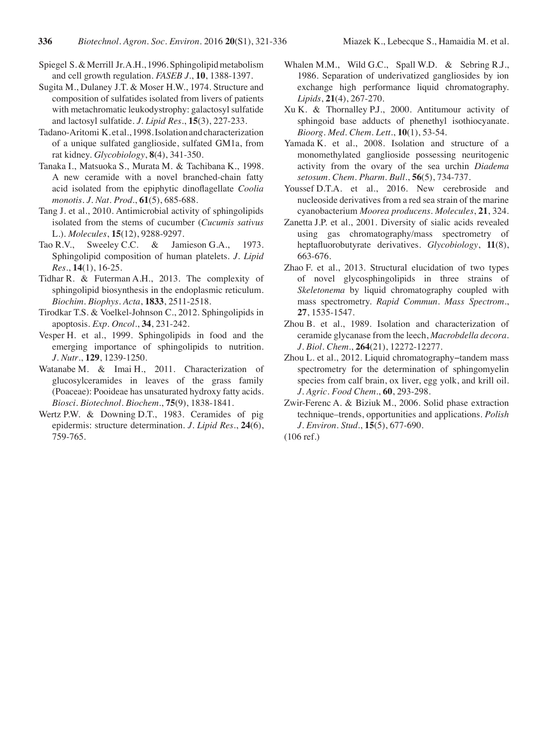Spiegel S. & Merrill Jr. A.H., 1996. Sphingolipid metabolism and cell growth regulation. *FASEB J.*, **10**, 1388-1397.

Sugita M., Dulaney J.T. & Moser H.W., 1974. Structure and composition of sulfatides isolated from livers of patients with metachromatic leukodystrophy: galactosyl sulfatide and lactosyl sulfatide. *J. Lipid Res.*, **15**(3), 227-233.

Tadano-Aritomi K. et al., 1998. Isolation and characterization of a unique sulfated ganglioside, sulfated GM1a, from rat kidney. *Glycobiology*, **8**(4), 341-350.

Tanaka I., Matsuoka S., Murata M. & Tachibana K., 1998. A new ceramide with a novel branched-chain fatty acid isolated from the epiphytic dinoflagellate *Coolia monotis*. *J. Nat. Prod.*, **61**(5), 685-688.

Tang J. et al., 2010. Antimicrobial activity of sphingolipids isolated from the stems of cucumber (*Cucumis sativus* L.). *Molecules*, **15**(12), 9288-9297.

Tao R.V., Sweeley C.C. & Jamieson G.A., 1973. Sphingolipid composition of human platelets. *J. Lipid Res.*, **14**(1), 16-25.

Tidhar R. & Futerman A.H., 2013. The complexity of sphingolipid biosynthesis in the endoplasmic reticulum. *Biochim. Biophys. Acta*, **1833**, 2511-2518.

Tirodkar T.S. & Voelkel-Johnson C., 2012. Sphingolipids in apoptosis. *Exp. Oncol.*, **34**, 231-242.

Vesper H. et al., 1999. Sphingolipids in food and the emerging importance of sphingolipids to nutrition. *J. Nutr.*, **129**, 1239-1250.

Watanabe M. & Imai H., 2011. Characterization of glucosylceramides in leaves of the grass family (Poaceae): Pooideae has unsaturated hydroxy fatty acids. *Biosci. Biotechnol. Biochem.*, **75**(9), 1838-1841.

Wertz P.W. & Downing D.T., 1983. Ceramides of pig epidermis: structure determination. *J. Lipid Res.*, **24**(6), 759-765.

Whalen M.M., Wild G.C., Spall W.D. & Sebring R.J., 1986. Separation of underivatized gangliosides by ion exchange high performance liquid chromatography. *Lipids*, **21**(4), 267-270.

Xu K. & Thornalley P.J., 2000. Antitumour activity of sphingoid base adducts of phenethyl isothiocyanate. *Bioorg. Med. Chem. Lett.*, **10**(1), 53-54.

Yamada K. et al., 2008. Isolation and structure of a monomethylated ganglioside possessing neuritogenic activity from the ovary of the sea urchin *Diadema setosum*. *Chem. Pharm. Bull.*, **56**(5), 734-737.

Youssef D.T.A. et al., 2016. New cerebroside and nucleoside derivatives from a red sea strain of the marine cyanobacterium *Moorea producens*. *Molecules*, **21**, 324.

Zanetta J.P. et al., 2001. Diversity of sialic acids revealed using gas chromatography/mass spectrometry of heptafluorobutyrate derivatives. *Glycobiology*, **11**(8), 663-676.

Zhao F. et al., 2013. Structural elucidation of two types of novel glycosphingolipids in three strains of *Skeletonema* by liquid chromatography coupled with mass spectrometry. *Rapid Commun. Mass Spectrom.*, **27**, 1535-1547.

Zhou B. et al., 1989. Isolation and characterization of ceramide glycanase from the leech, *Macrobdella decora*. *J. Biol. Chem.*, **264**(21), 12272-12277.

Zhou L. et al., 2012. Liquid chromatography–tandem mass spectrometry for the determination of sphingomyelin species from calf brain, ox liver, egg yolk, and krill oil. *J. Agric. Food Chem.*, **60**, 293-298.

Zwir-Ferenc A. & Biziuk M., 2006. Solid phase extraction technique–trends, opportunities and applications. *Polish J. Environ. Stud.*, **15**(5), 677-690.

(106 ref.)